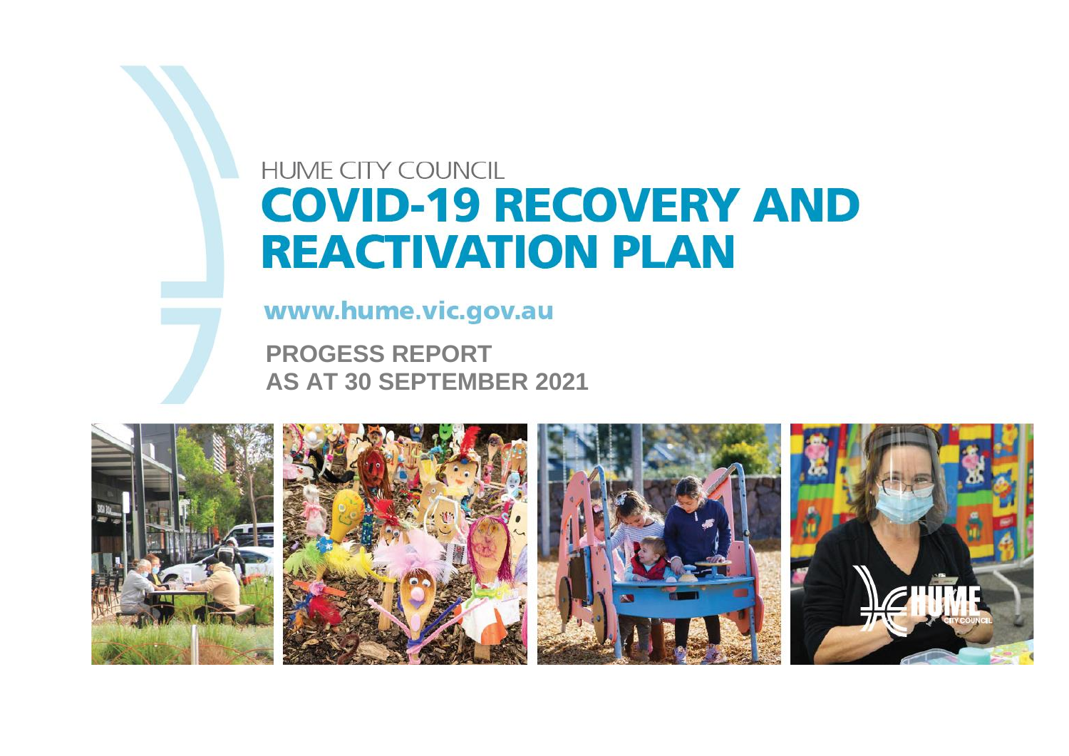HUME CITY COUNCIL

# COVID-19 RECOVERY AND REACTIVATION PLAN

www.hume.vic.gov.au

**PROGESS REPORT**
**AS AT 30 SEPTEMBER 2021**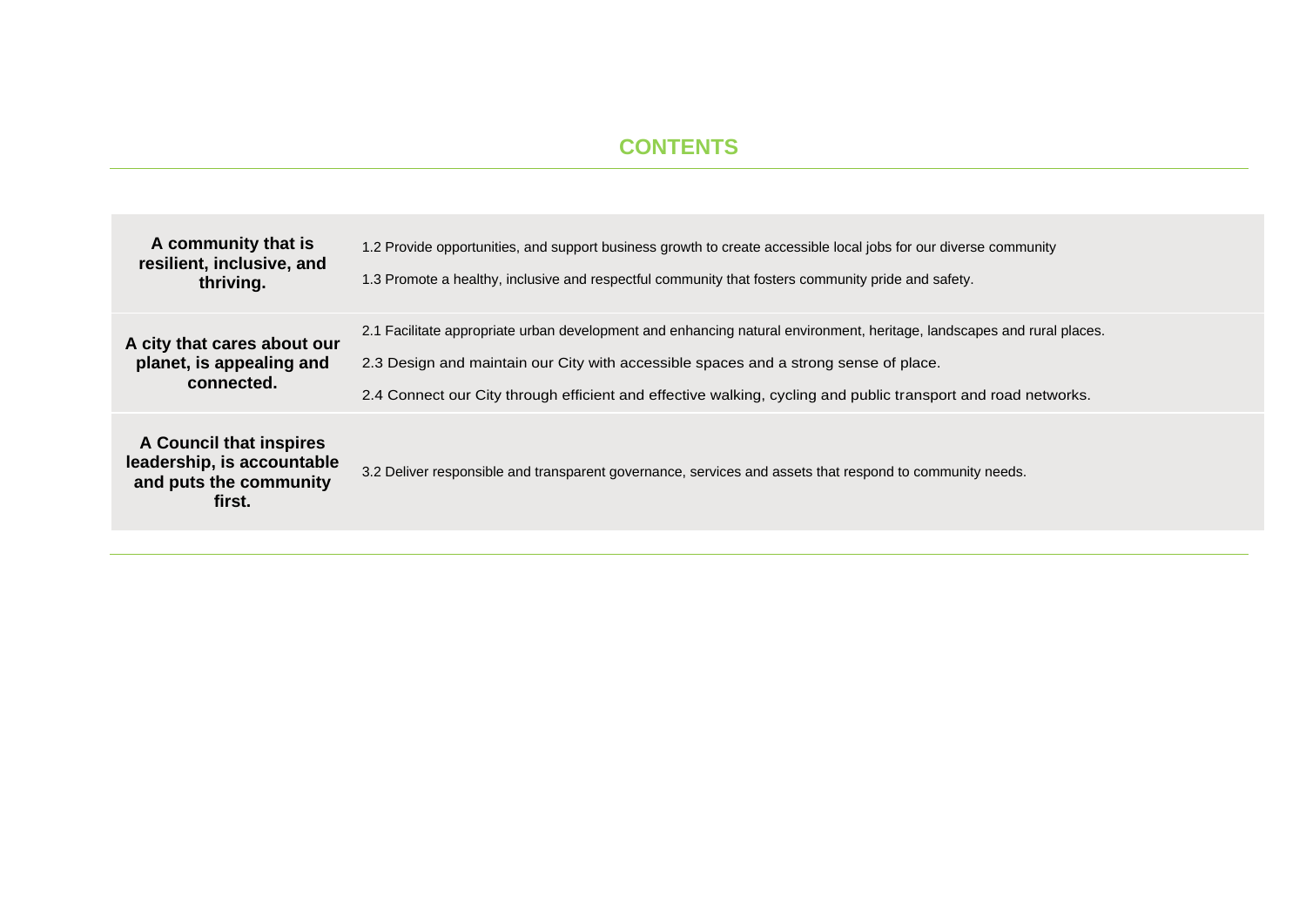# CONTENTS

| | |
|---|---|
| **A community that is resilient, inclusive, and thriving.** | 1.2 Provide opportunities, and support business growth to create accessible local jobs for our diverse community<br>1.3 Promote a healthy, inclusive and respectful community that fosters community pride and safety. |
| **A city that cares about our planet, is appealing and connected.** | 2.1 Facilitate appropriate urban development and enhancing natural environment, heritage, landscapes and rural places.<br>2.3 Design and maintain our City with accessible spaces and a strong sense of place.<br>2.4 Connect our City through efficient and effective walking, cycling and public transport and road networks. |
| **A Council that inspires leadership, is accountable and puts the community first.** | 3.2 Deliver responsible and transparent governance, services and assets that respond to community needs. |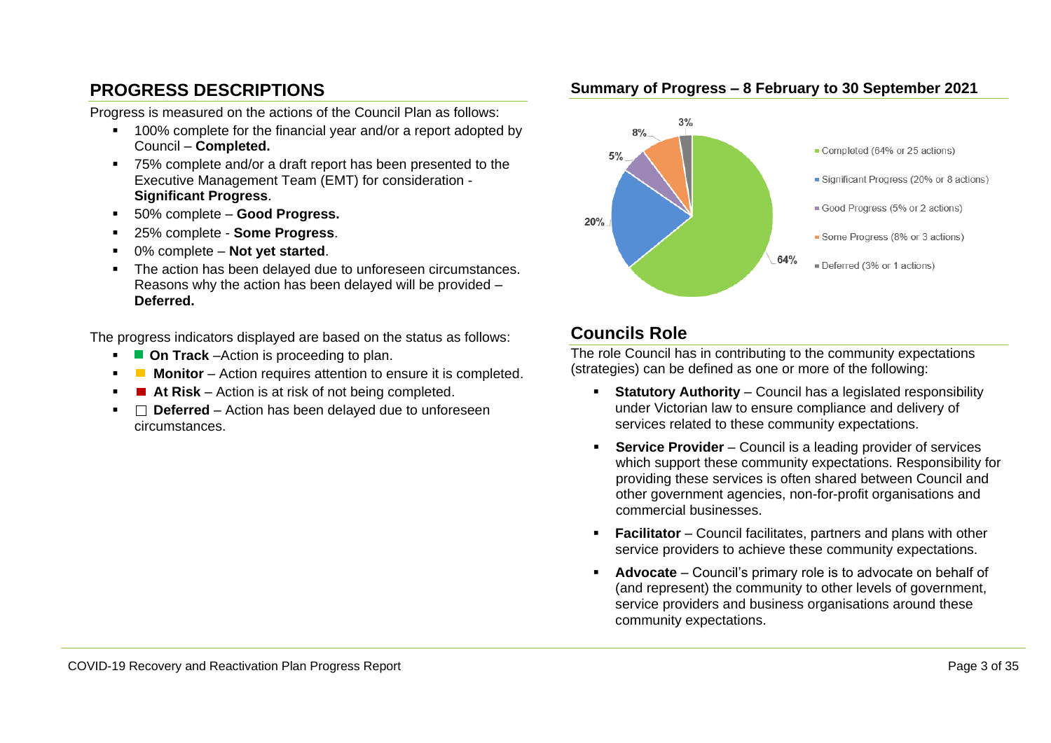## PROGRESS DESCRIPTIONS

Progress is measured on the actions of the Council Plan as follows:

- 100% complete for the financial year and/or a report adopted by Council – **Completed.**
- 75% complete and/or a draft report has been presented to the Executive Management Team (EMT) for consideration - **Significant Progress**.
- 50% complete – **Good Progress.**
- 25% complete - **Some Progress**.
- 0% complete – **Not yet started**.
- The action has been delayed due to unforeseen circumstances. Reasons why the action has been delayed will be provided – **Deferred.**

The progress indicators displayed are based on the status as follows:

- ■ **On Track** –Action is proceeding to plan.
- ■ **Monitor** – Action requires attention to ensure it is completed.
- ■ **At Risk** – Action is at risk of not being completed.
- □ **Deferred** – Action has been delayed due to unforeseen circumstances.

### Summary of Progress – 8 February to 30 September 2021

- Completed (64% or 25 actions)
- Significant Progress (20% or 8 actions)
- Good Progress (5% or 2 actions)
- Some Progress (8% or 3 actions)
- Deferred (3% or 1 actions)

## Councils Role

The role Council has in contributing to the community expectations (strategies) can be defined as one or more of the following:

- **Statutory Authority** – Council has a legislated responsibility under Victorian law to ensure compliance and delivery of services related to these community expectations.
- **Service Provider** – Council is a leading provider of services which support these community expectations. Responsibility for providing these services is often shared between Council and other government agencies, non-for-profit organisations and commercial businesses.
- **Facilitator** – Council facilitates, partners and plans with other service providers to achieve these community expectations.
- **Advocate** – Council's primary role is to advocate on behalf of (and represent) the community to other levels of government, service providers and business organisations around these community expectations.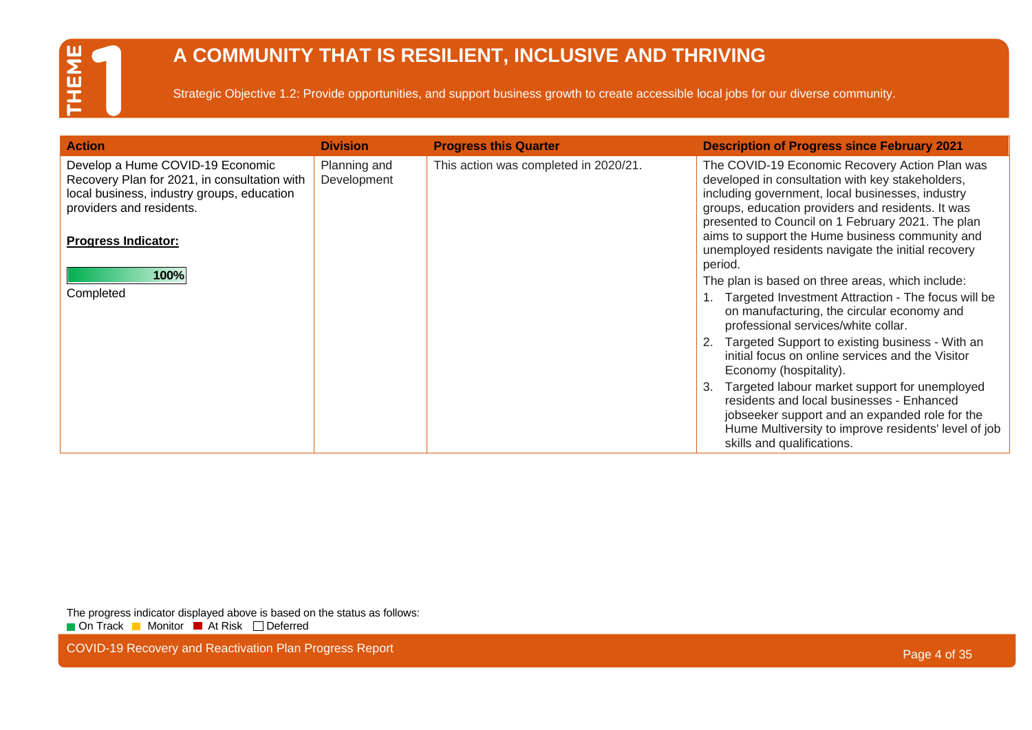# THEME 1

## A COMMUNITY THAT IS RESILIENT, INCLUSIVE AND THRIVING

Strategic Objective 1.2: Provide opportunities, and support business growth to create accessible local jobs for our diverse community.

| Action | Division | Progress this Quarter | Description of Progress since February 2021 |
|---|---|---|---|
| Develop a Hume COVID-19 Economic Recovery Plan for 2021, in consultation with local business, industry groups, education providers and residents.<br><br>**Progress Indicator:**<br><br>100%<br>Completed | Planning and Development | This action was completed in 2020/21. | The COVID-19 Economic Recovery Action Plan was developed in consultation with key stakeholders, including government, local businesses, industry groups, education providers and residents. It was presented to Council on 1 February 2021. The plan aims to support the Hume business community and unemployed residents navigate the initial recovery period.<br>The plan is based on three areas, which include:<br>1. Targeted Investment Attraction - The focus will be on manufacturing, the circular economy and professional services/white collar.<br>2. Targeted Support to existing business - With an initial focus on online services and the Visitor Economy (hospitality).<br>3. Targeted labour market support for unemployed residents and local businesses - Enhanced jobseeker support and an expanded role for the Hume Multiversity to improve residents' level of job skills and qualifications. |

The progress indicator displayed above is based on the status as follows:
On Track · Monitor · At Risk · Deferred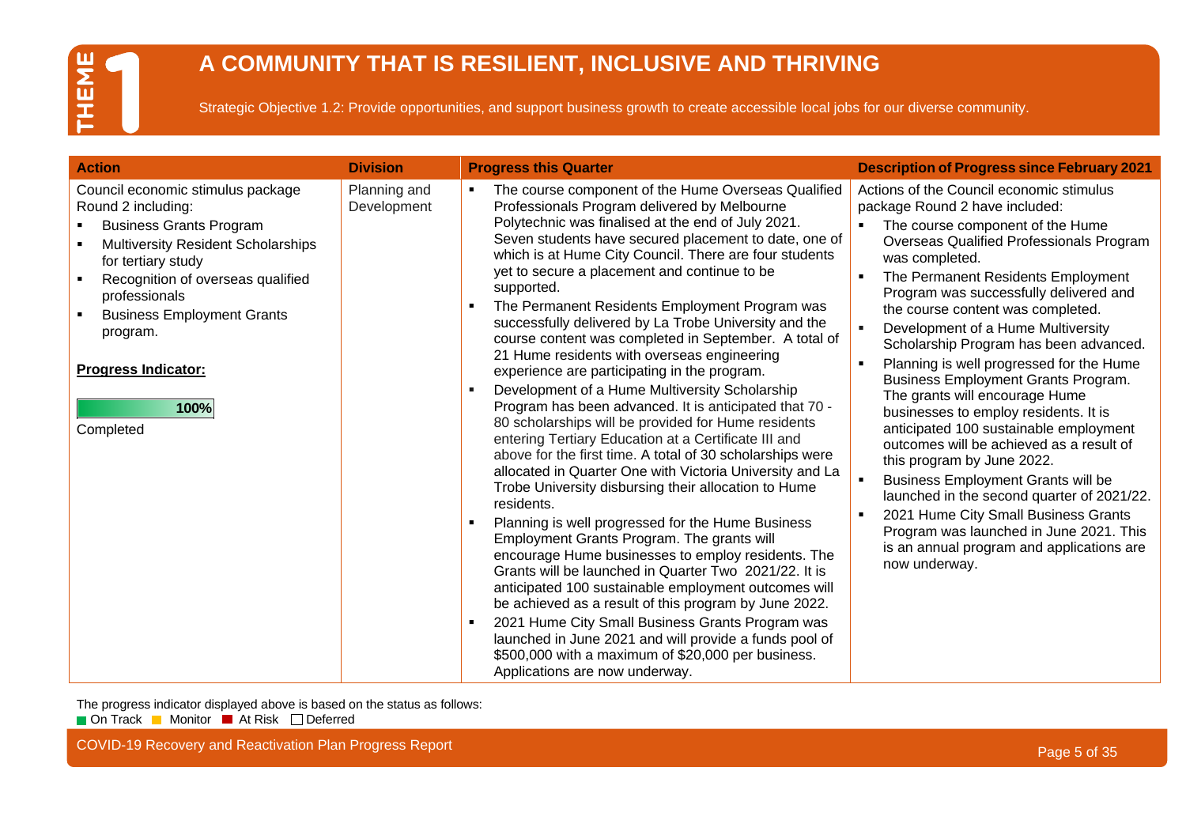# THEME 1

## A COMMUNITY THAT IS RESILIENT, INCLUSIVE AND THRIVING

Strategic Objective 1.2: Provide opportunities, and support business growth to create accessible local jobs for our diverse community.

| Action | Division | Progress this Quarter | Description of Progress since February 2021 |
|---|---|---|---|
| Council economic stimulus package Round 2 including:<br>▪ Business Grants Program<br>▪ Multiversity Resident Scholarships for tertiary study<br>▪ Recognition of overseas qualified professionals<br>▪ Business Employment Grants program.<br><br>**Progress Indicator:**<br>**100%**<br>Completed | Planning and Development | ▪ The course component of the Hume Overseas Qualified Professionals Program delivered by Melbourne Polytechnic was finalised at the end of July 2021. Seven students have secured placement to date, one of which is at Hume City Council. There are four students yet to secure a placement and continue to be supported.<br>▪ The Permanent Residents Employment Program was successfully delivered by La Trobe University and the course content was completed in September. A total of 21 Hume residents with overseas engineering experience are participating in the program.<br>▪ Development of a Hume Multiversity Scholarship Program has been advanced. It is anticipated that 70 - 80 scholarships will be provided for Hume residents entering Tertiary Education at a Certificate III and above for the first time. A total of 30 scholarships were allocated in Quarter One with Victoria University and La Trobe University disbursing their allocation to Hume residents.<br>▪ Planning is well progressed for the Hume Business Employment Grants Program. The grants will encourage Hume businesses to employ residents. The Grants will be launched in Quarter Two 2021/22. It is anticipated 100 sustainable employment outcomes will be achieved as a result of this program by June 2022.<br>▪ 2021 Hume City Small Business Grants Program was launched in June 2021 and will provide a funds pool of $500,000 with a maximum of $20,000 per business. Applications are now underway. | Actions of the Council economic stimulus package Round 2 have included:<br>▪ The course component of the Hume Overseas Qualified Professionals Program was completed.<br>▪ The Permanent Residents Employment Program was successfully delivered and the course content was completed.<br>▪ Development of a Hume Multiversity Scholarship Program has been advanced.<br>▪ Planning is well progressed for the Hume Business Employment Grants Program. The grants will encourage Hume businesses to employ residents. It is anticipated 100 sustainable employment outcomes will be achieved as a result of this program by June 2022.<br>▪ Business Employment Grants will be launched in the second quarter of 2021/22.<br>▪ 2021 Hume City Small Business Grants Program was launched in June 2021. This is an annual program and applications are now underway. |

The progress indicator displayed above is based on the status as follows:
On Track, Monitor, At Risk, Deferred

COVID-19 Recovery and Reactivation Plan Progress Report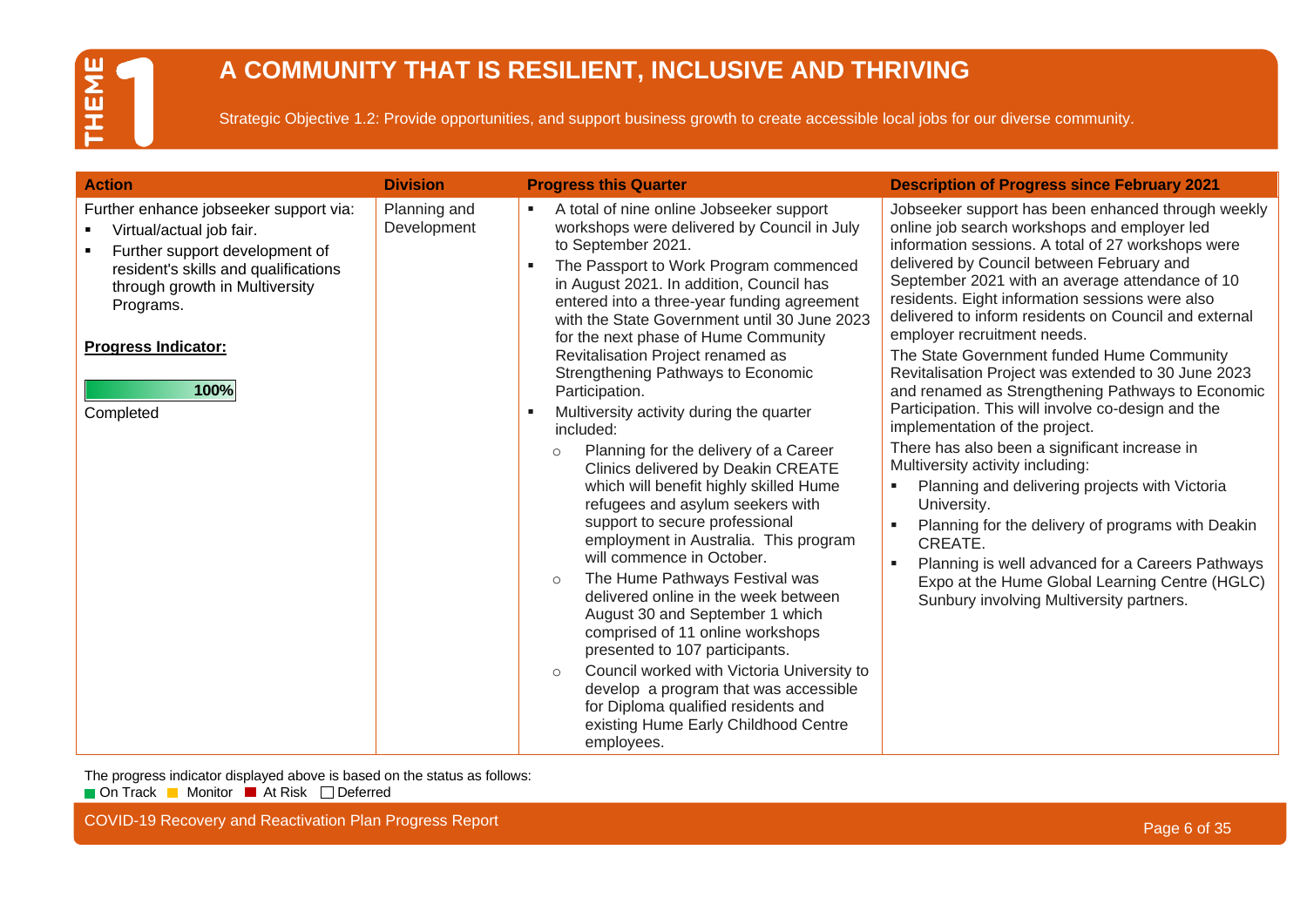# THEME 1

## A COMMUNITY THAT IS RESILIENT, INCLUSIVE AND THRIVING

Strategic Objective 1.2: Provide opportunities, and support business growth to create accessible local jobs for our diverse community.

| Action | Division | Progress this Quarter | Description of Progress since February 2021 |
|---|---|---|---|
| Further enhance jobseeker support via:<br>▪ Virtual/actual job fair.<br>▪ Further support development of resident's skills and qualifications through growth in Multiversity Programs.<br><br>**Progress Indicator:**<br>100%<br>Completed | Planning and Development | ▪ A total of nine online Jobseeker support workshops were delivered by Council in July to September 2021.<br>▪ The Passport to Work Program commenced in August 2021. In addition, Council has entered into a three-year funding agreement with the State Government until 30 June 2023 for the next phase of Hume Community Revitalisation Project renamed as Strengthening Pathways to Economic Participation.<br>▪ Multiversity activity during the quarter included:<br>○ Planning for the delivery of a Career Clinics delivered by Deakin CREATE which will benefit highly skilled Hume refugees and asylum seekers with support to secure professional employment in Australia. This program will commence in October.<br>○ The Hume Pathways Festival was delivered online in the week between August 30 and September 1 which comprised of 11 online workshops presented to 107 participants.<br>○ Council worked with Victoria University to develop a program that was accessible for Diploma qualified residents and existing Hume Early Childhood Centre employees. | Jobseeker support has been enhanced through weekly online job search workshops and employer led information sessions. A total of 27 workshops were delivered by Council between February and September 2021 with an average attendance of 10 residents. Eight information sessions were also delivered to inform residents on Council and external employer recruitment needs.<br>The State Government funded Hume Community Revitalisation Project was extended to 30 June 2023 and renamed as Strengthening Pathways to Economic Participation. This will involve co-design and the implementation of the project.<br>There has also been a significant increase in Multiversity activity including:<br>▪ Planning and delivering projects with Victoria University.<br>▪ Planning for the delivery of programs with Deakin CREATE.<br>▪ Planning is well advanced for a Careers Pathways Expo at the Hume Global Learning Centre (HGLC) Sunbury involving Multiversity partners. |

The progress indicator displayed above is based on the status as follows:
On Track | Monitor | At Risk | Deferred

COVID-19 Recovery and Reactivation Plan Progress Report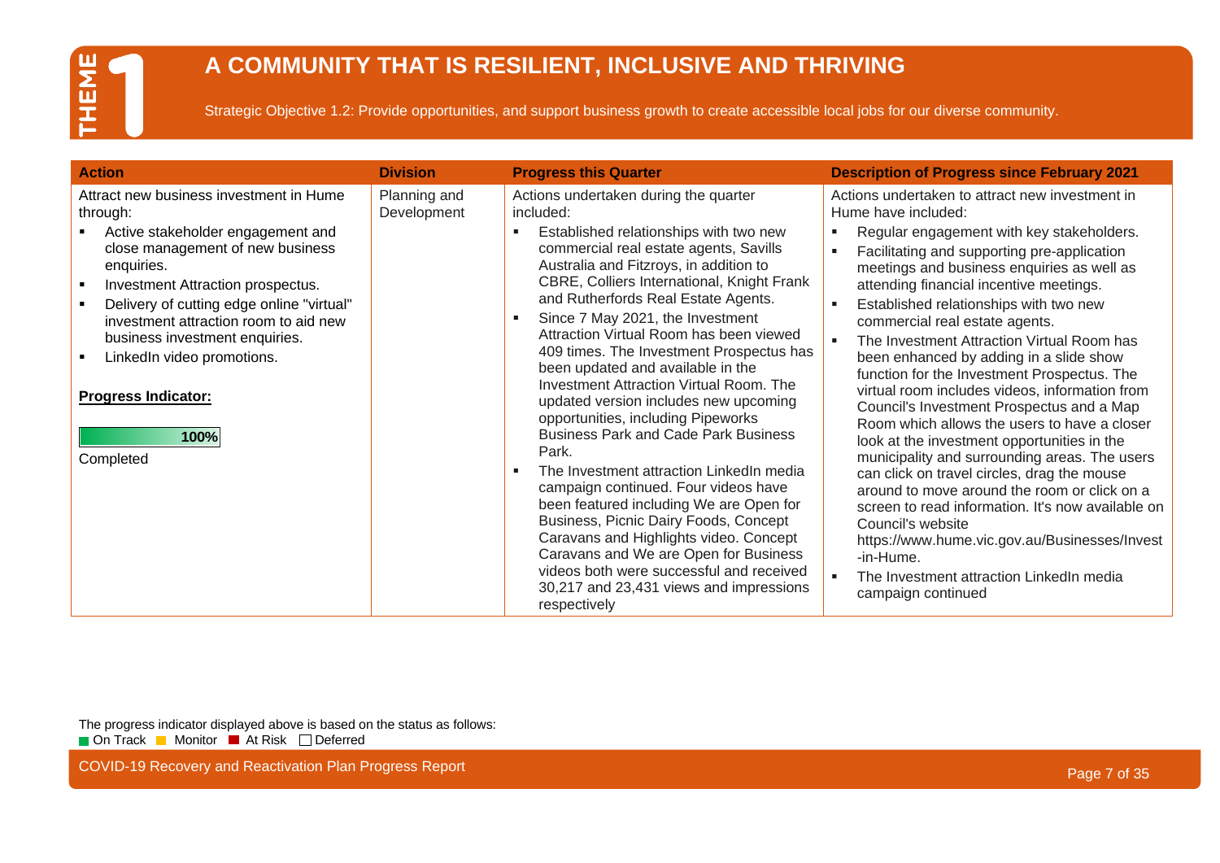# THEME 1

## A COMMUNITY THAT IS RESILIENT, INCLUSIVE AND THRIVING

Strategic Objective 1.2: Provide opportunities, and support business growth to create accessible local jobs for our diverse community.

| Action | Division | Progress this Quarter | Description of Progress since February 2021 |
|---|---|---|---|
| Attract new business investment in Hume through:<br>▪ Active stakeholder engagement and close management of new business enquiries.<br>▪ Investment Attraction prospectus.<br>▪ Delivery of cutting edge online "virtual" investment attraction room to aid new business investment enquiries.<br>▪ LinkedIn video promotions.<br><br>**Progress Indicator:**<br>100%<br>Completed | Planning and Development | Actions undertaken during the quarter included:<br>▪ Established relationships with two new commercial real estate agents, Savills Australia and Fitzroys, in addition to CBRE, Colliers International, Knight Frank and Rutherfords Real Estate Agents.<br>▪ Since 7 May 2021, the Investment Attraction Virtual Room has been viewed 409 times. The Investment Prospectus has been updated and available in the Investment Attraction Virtual Room. The updated version includes new upcoming opportunities, including Pipeworks Business Park and Cade Park Business Park.<br>▪ The Investment attraction LinkedIn media campaign continued. Four videos have been featured including We are Open for Business, Picnic Dairy Foods, Concept Caravans and Highlights video. Concept Caravans and We are Open for Business videos both were successful and received 30,217 and 23,431 views and impressions respectively | Actions undertaken to attract new investment in Hume have included:<br>▪ Regular engagement with key stakeholders.<br>▪ Facilitating and supporting pre-application meetings and business enquiries as well as attending financial incentive meetings.<br>▪ Established relationships with two new commercial real estate agents.<br>▪ The Investment Attraction Virtual Room has been enhanced by adding in a slide show function for the Investment Prospectus. The virtual room includes videos, information from Council's Investment Prospectus and a Map Room which allows the users to have a closer look at the investment opportunities in the municipality and surrounding areas. The users can click on travel circles, drag the mouse around to move around the room or click on a screen to read information. It's now available on Council's website https://www.hume.vic.gov.au/Businesses/Invest-in-Hume.<br>▪ The Investment attraction LinkedIn media campaign continued |

The progress indicator displayed above is based on the status as follows:
On Track, Monitor, At Risk, Deferred

COVID-19 Recovery and Reactivation Plan Progress Report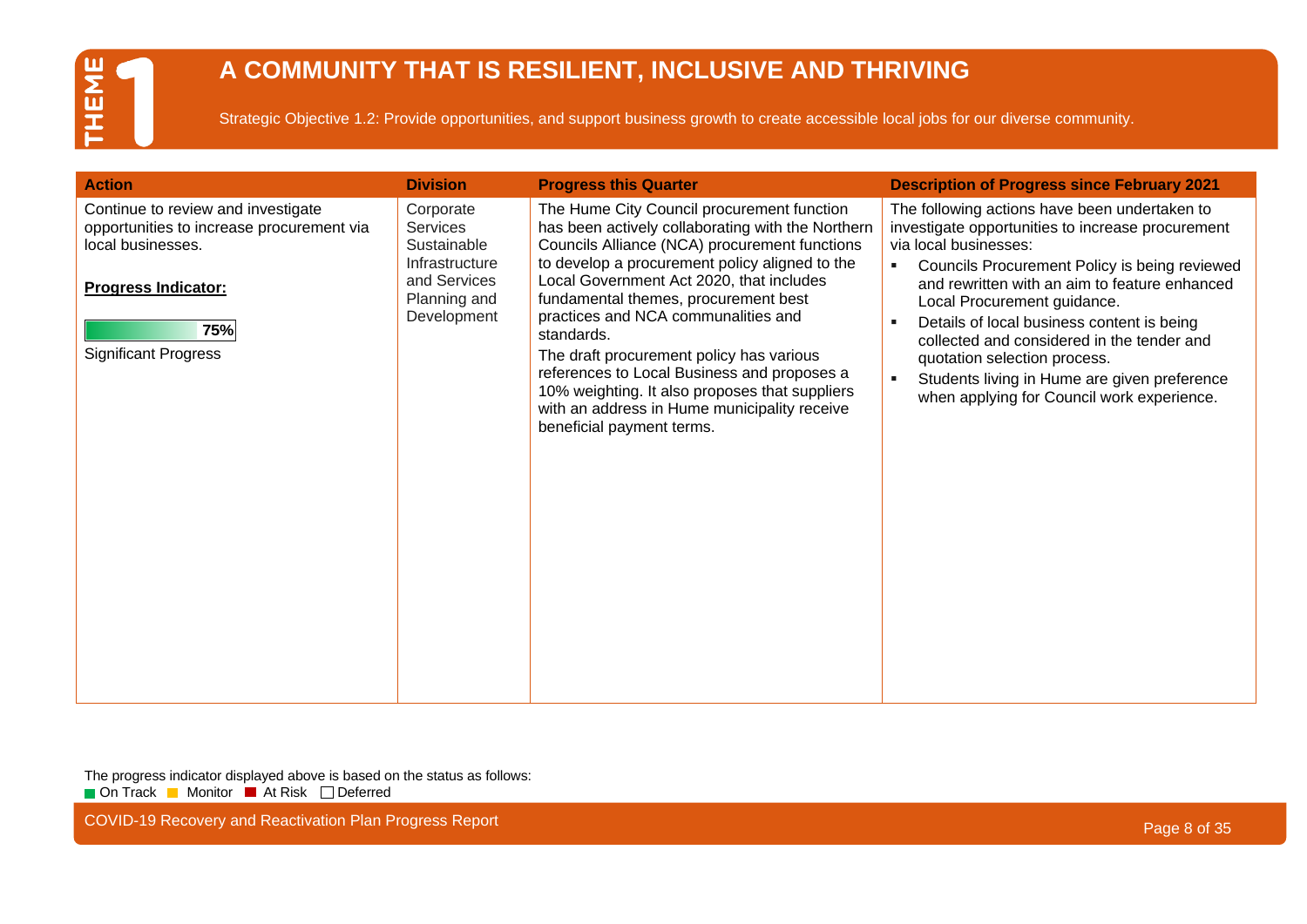THEME 1

# A COMMUNITY THAT IS RESILIENT, INCLUSIVE AND THRIVING

Strategic Objective 1.2: Provide opportunities, and support business growth to create accessible local jobs for our diverse community.

| Action | Division | Progress this Quarter | Description of Progress since February 2021 |
|---|---|---|---|
| Continue to review and investigate opportunities to increase procurement via local businesses.<br><br>**Progress Indicator:**<br><br>75%<br>Significant Progress | Corporate Services<br>Sustainable Infrastructure and Services<br>Planning and Development | The Hume City Council procurement function has been actively collaborating with the Northern Councils Alliance (NCA) procurement functions to develop a procurement policy aligned to the Local Government Act 2020, that includes fundamental themes, procurement best practices and NCA communalities and standards.<br>The draft procurement policy has various references to Local Business and proposes a 10% weighting. It also proposes that suppliers with an address in Hume municipality receive beneficial payment terms. | The following actions have been undertaken to investigate opportunities to increase procurement via local businesses:<br>▪ Councils Procurement Policy is being reviewed and rewritten with an aim to feature enhanced Local Procurement guidance.<br>▪ Details of local business content is being collected and considered in the tender and quotation selection process.<br>▪ Students living in Hume are given preference when applying for Council work experience. |

The progress indicator displayed above is based on the status as follows:
On Track, Monitor, At Risk, Deferred

COVID-19 Recovery and Reactivation Plan Progress Report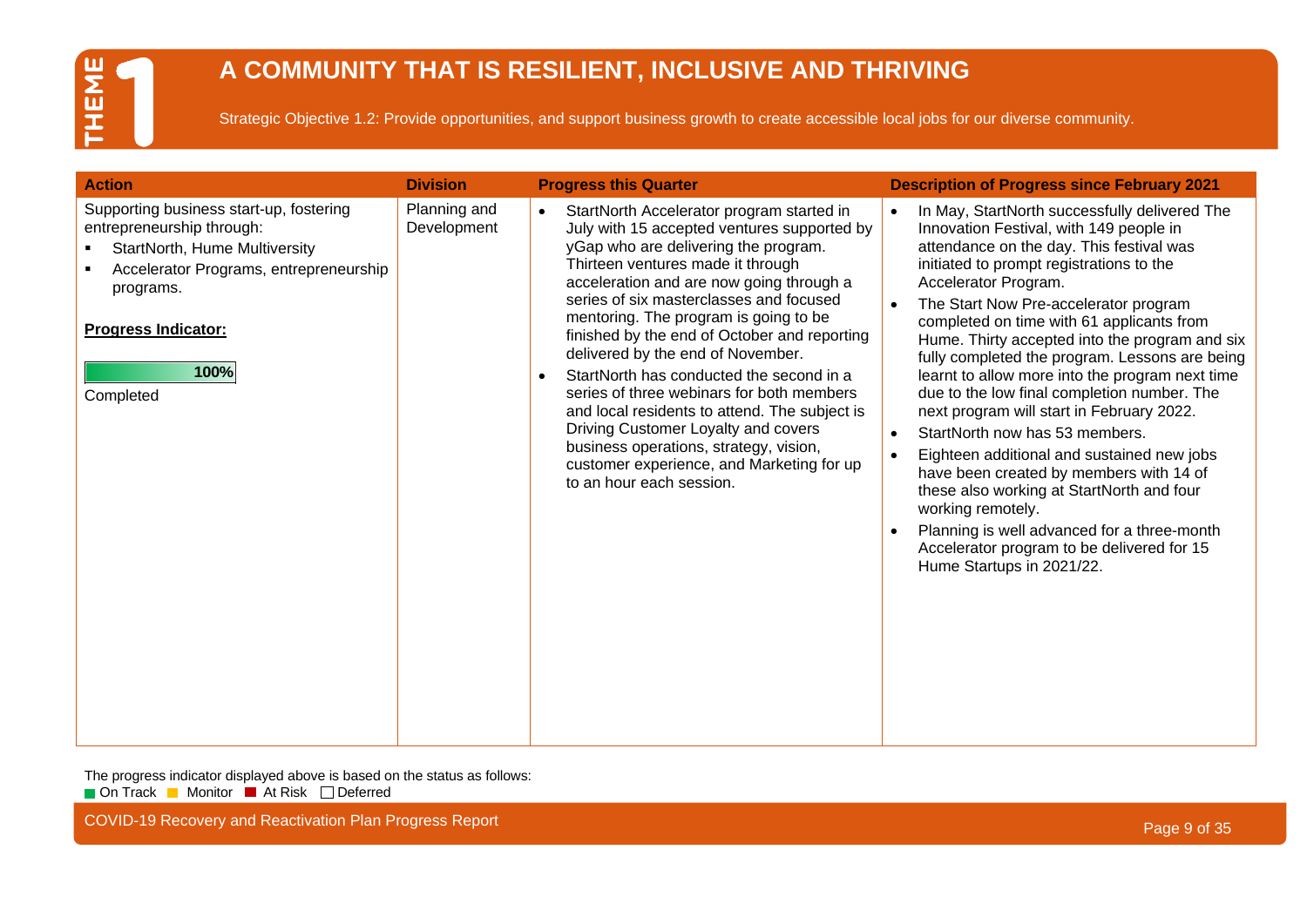# THEME 1

## A COMMUNITY THAT IS RESILIENT, INCLUSIVE AND THRIVING

Strategic Objective 1.2: Provide opportunities, and support business growth to create accessible local jobs for our diverse community.

| Action | Division | Progress this Quarter | Description of Progress since February 2021 |
|---|---|---|---|
| Supporting business start-up, fostering entrepreneurship through:<br>▪ StartNorth, Hume Multiversity<br>▪ Accelerator Programs, entrepreneurship programs.<br><br>**Progress Indicator:**<br><br>100%<br>Completed | Planning and Development | • StartNorth Accelerator program started in July with 15 accepted ventures supported by yGap who are delivering the program. Thirteen ventures made it through acceleration and are now going through a series of six masterclasses and focused mentoring. The program is going to be finished by the end of October and reporting delivered by the end of November.<br>• StartNorth has conducted the second in a series of three webinars for both members and local residents to attend. The subject is Driving Customer Loyalty and covers business operations, strategy, vision, customer experience, and Marketing for up to an hour each session. | • In May, StartNorth successfully delivered The Innovation Festival, with 149 people in attendance on the day. This festival was initiated to prompt registrations to the Accelerator Program.<br>• The Start Now Pre-accelerator program completed on time with 61 applicants from Hume. Thirty accepted into the program and six fully completed the program. Lessons are being learnt to allow more into the program next time due to the low final completion number. The next program will start in February 2022.<br>• StartNorth now has 53 members.<br>• Eighteen additional and sustained new jobs have been created by members with 14 of these also working at StartNorth and four working remotely.<br>• Planning is well advanced for a three-month Accelerator program to be delivered for 15 Hume Startups in 2021/22. |

The progress indicator displayed above is based on the status as follows:
On Track | Monitor | At Risk | Deferred

COVID-19 Recovery and Reactivation Plan Progress Report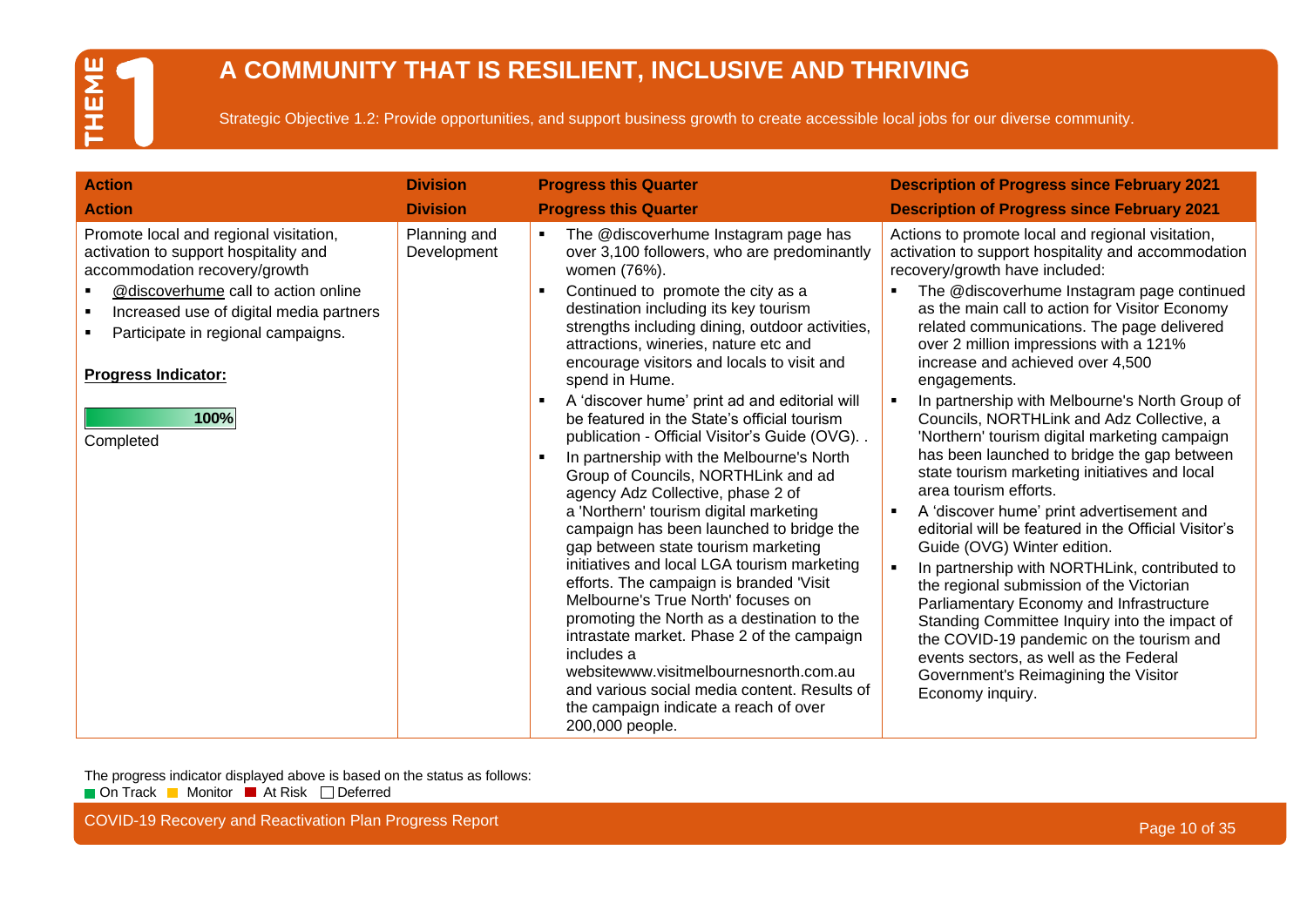# THEME 1

## A COMMUNITY THAT IS RESILIENT, INCLUSIVE AND THRIVING

Strategic Objective 1.2: Provide opportunities, and support business growth to create accessible local jobs for our diverse community.

| Action | Division | Progress this Quarter | Description of Progress since February 2021 |
|---|---|---|---|
| Promote local and regional visitation, activation to support hospitality and accommodation recovery/growth<br>▪ @discoverhume call to action online<br>▪ Increased use of digital media partners<br>▪ Participate in regional campaigns.<br><br>**Progress Indicator:**<br><br>100%<br>Completed | Planning and Development | ▪ The @discoverhume Instagram page has over 3,100 followers, who are predominantly women (76%).<br>▪ Continued to promote the city as a destination including its key tourism strengths including dining, outdoor activities, attractions, wineries, nature etc and encourage visitors and locals to visit and spend in Hume.<br>▪ A 'discover hume' print ad and editorial will be featured in the State's official tourism publication - Official Visitor's Guide (OVG). .<br>▪ In partnership with the Melbourne's North Group of Councils, NORTHLink and ad agency Adz Collective, phase 2 of a 'Northern' tourism digital marketing campaign has been launched to bridge the gap between state tourism marketing initiatives and local LGA tourism marketing efforts. The campaign is branded 'Visit Melbourne's True North' focuses on promoting the North as a destination to the intrastate market. Phase 2 of the campaign includes a websitewww.visitmelbournesnorth.com.au and various social media content. Results of the campaign indicate a reach of over 200,000 people. | Actions to promote local and regional visitation, activation to support hospitality and accommodation recovery/growth have included:<br>▪ The @discoverhume Instagram page continued as the main call to action for Visitor Economy related communications. The page delivered over 2 million impressions with a 121% increase and achieved over 4,500 engagements.<br>▪ In partnership with Melbourne's North Group of Councils, NORTHLink and Adz Collective, a 'Northern' tourism digital marketing campaign has been launched to bridge the gap between state tourism marketing initiatives and local area tourism efforts.<br>▪ A 'discover hume' print advertisement and editorial will be featured in the Official Visitor's Guide (OVG) Winter edition.<br>▪ In partnership with NORTHLink, contributed to the regional submission of the Victorian Parliamentary Economy and Infrastructure Standing Committee Inquiry into the impact of the COVID-19 pandemic on the tourism and events sectors, as well as the Federal Government's Reimagining the Visitor Economy inquiry. |

The progress indicator displayed above is based on the status as follows:
On Track | Monitor | At Risk | Deferred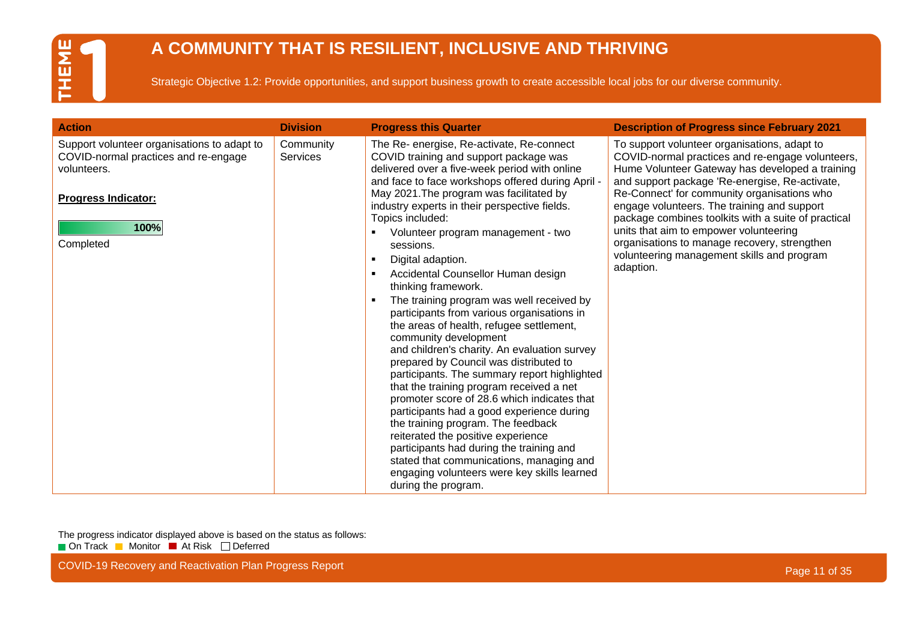# THEME 1

# A COMMUNITY THAT IS RESILIENT, INCLUSIVE AND THRIVING

Strategic Objective 1.2: Provide opportunities, and support business growth to create accessible local jobs for our diverse community.

| Action | Division | Progress this Quarter | Description of Progress since February 2021 |
|---|---|---|---|
| Support volunteer organisations to adapt to COVID-normal practices and re-engage volunteers.<br><br>**Progress Indicator:**<br><br>**100%**<br>Completed | Community Services | The Re- energise, Re-activate, Re-connect COVID training and support package was delivered over a five-week period with online and face to face workshops offered during April - May 2021.The program was facilitated by industry experts in their perspective fields. Topics included:<br>▪ Volunteer program management - two sessions.<br>▪ Digital adaption.<br>▪ Accidental Counsellor Human design thinking framework.<br>▪ The training program was well received by participants from various organisations in the areas of health, refugee settlement, community development and children's charity. An evaluation survey prepared by Council was distributed to participants. The summary report highlighted that the training program received a net promoter score of 28.6 which indicates that participants had a good experience during the training program. The feedback reiterated the positive experience participants had during the training and stated that communications, managing and engaging volunteers were key skills learned during the program. | To support volunteer organisations, adapt to COVID-normal practices and re-engage volunteers, Hume Volunteer Gateway has developed a training and support package 'Re-energise, Re-activate, Re-Connect' for community organisations who engage volunteers. The training and support package combines toolkits with a suite of practical units that aim to empower volunteering organisations to manage recovery, strengthen volunteering management skills and program adaption. |

The progress indicator displayed above is based on the status as follows:
On Track, Monitor, At Risk, Deferred

COVID-19 Recovery and Reactivation Plan Progress Report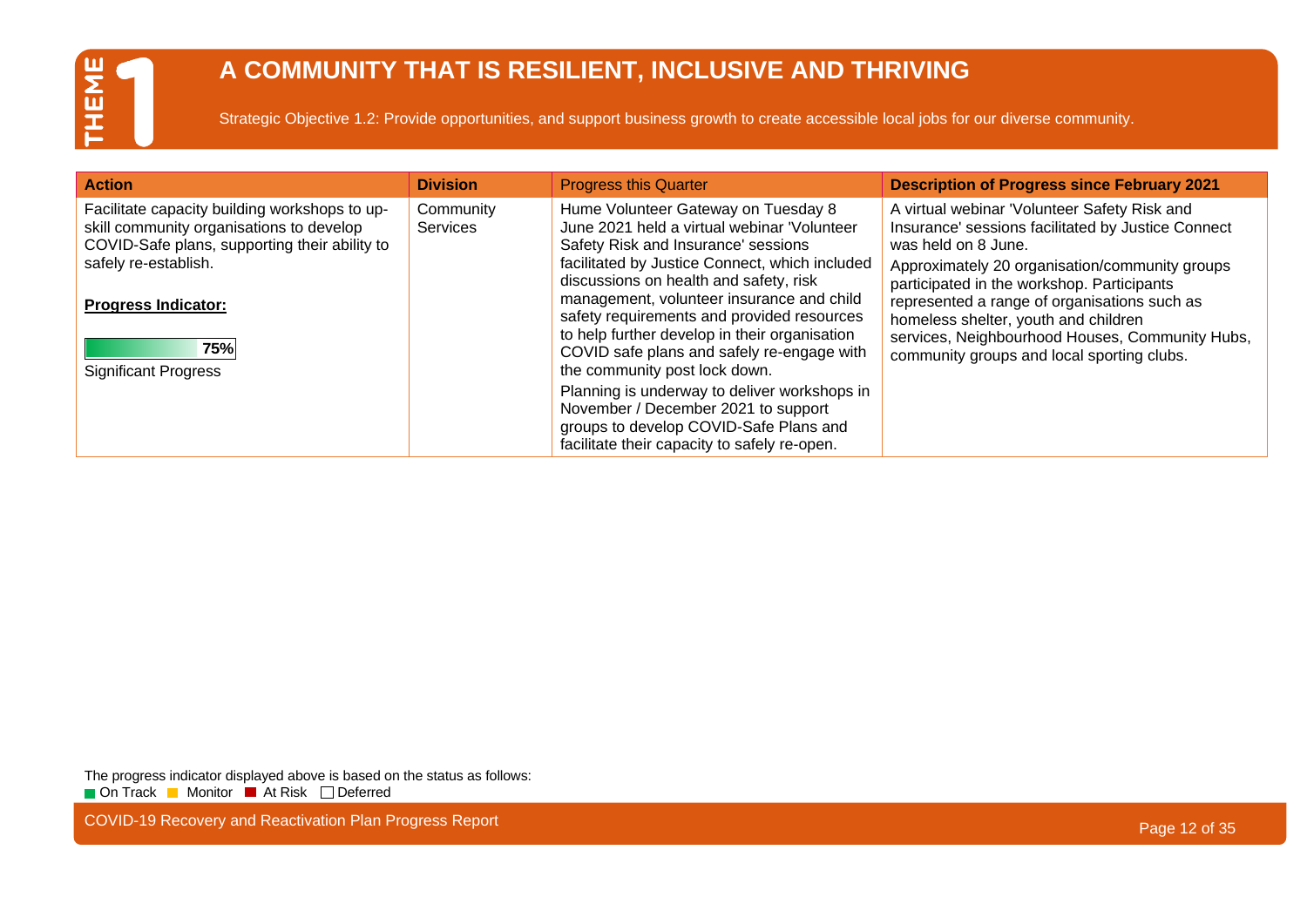# THEME 1

## A COMMUNITY THAT IS RESILIENT, INCLUSIVE AND THRIVING

Strategic Objective 1.2: Provide opportunities, and support business growth to create accessible local jobs for our diverse community.

| Action | Division | Progress this Quarter | Description of Progress since February 2021 |
|---|---|---|---|
| Facilitate capacity building workshops to up-skill community organisations to develop COVID-Safe plans, supporting their ability to safely re-establish.<br><br>**Progress Indicator:**<br><br>75%<br>Significant Progress | Community Services | Hume Volunteer Gateway on Tuesday 8 June 2021 held a virtual webinar 'Volunteer Safety Risk and Insurance' sessions facilitated by Justice Connect, which included discussions on health and safety, risk management, volunteer insurance and child safety requirements and provided resources to help further develop in their organisation COVID safe plans and safely re-engage with the community post lock down.<br><br>Planning is underway to deliver workshops in November / December 2021 to support groups to develop COVID-Safe Plans and facilitate their capacity to safely re-open. | A virtual webinar 'Volunteer Safety Risk and Insurance' sessions facilitated by Justice Connect was held on 8 June.<br><br>Approximately 20 organisation/community groups participated in the workshop. Participants represented a range of organisations such as homeless shelter, youth and children services, Neighbourhood Houses, Community Hubs, community groups and local sporting clubs. |

The progress indicator displayed above is based on the status as follows:
On Track | Monitor | At Risk | Deferred

COVID-19 Recovery and Reactivation Plan Progress Report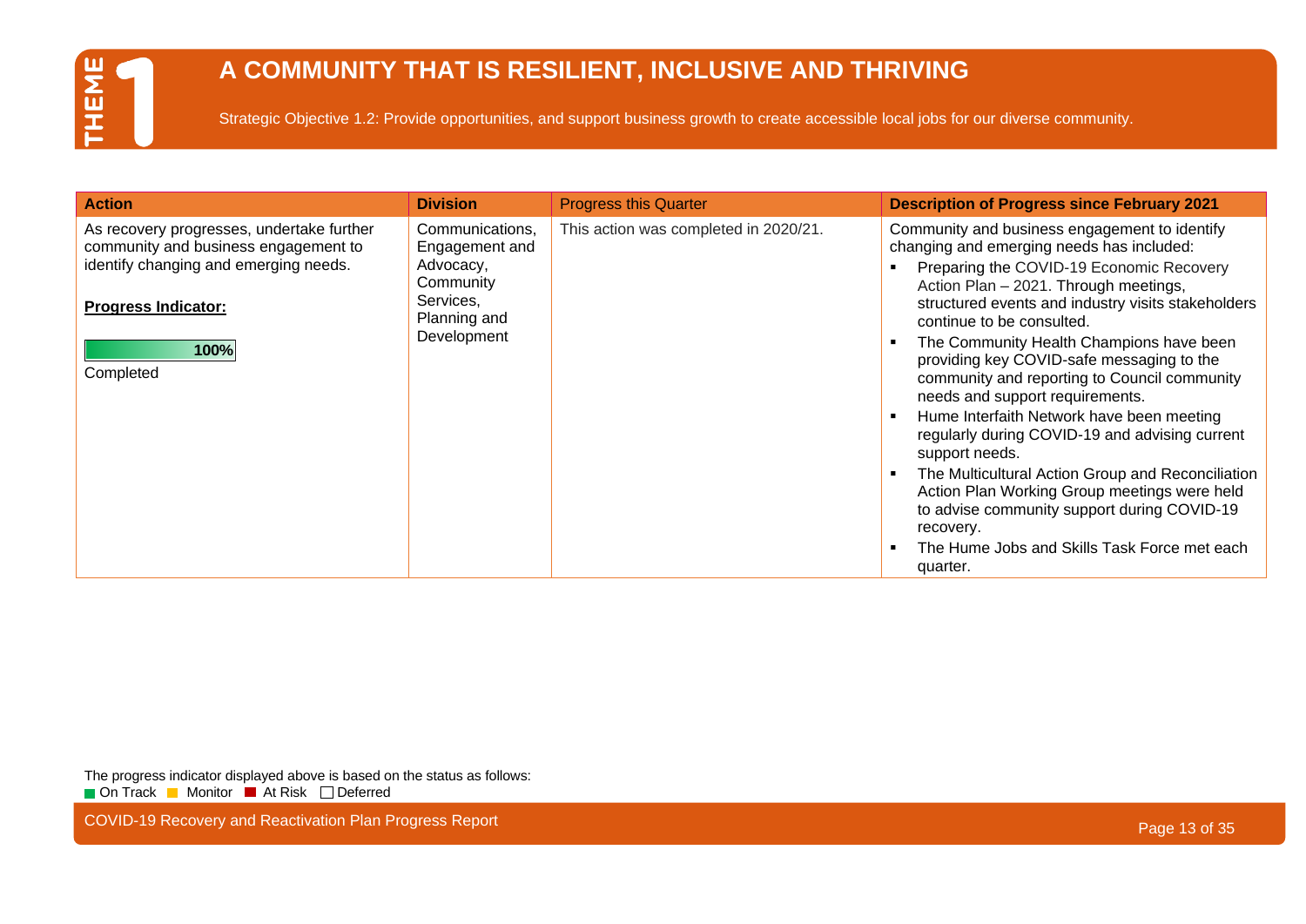# THEME 1

## A COMMUNITY THAT IS RESILIENT, INCLUSIVE AND THRIVING

Strategic Objective 1.2: Provide opportunities, and support business growth to create accessible local jobs for our diverse community.

| **Action** | **Division** | Progress this Quarter | **Description of Progress since February 2021** |
|---|---|---|---|
| As recovery progresses, undertake further community and business engagement to identify changing and emerging needs.<br><br>**Progress Indicator:**<br><br>**100%**<br>Completed | Communications, Engagement and Advocacy, Community Services, Planning and Development | This action was completed in 2020/21. | Community and business engagement to identify changing and emerging needs has included:<br>▪ Preparing the COVID-19 Economic Recovery Action Plan – 2021. Through meetings, structured events and industry visits stakeholders continue to be consulted.<br>▪ The Community Health Champions have been providing key COVID-safe messaging to the community and reporting to Council community needs and support requirements.<br>▪ Hume Interfaith Network have been meeting regularly during COVID-19 and advising current support needs.<br>▪ The Multicultural Action Group and Reconciliation Action Plan Working Group meetings were held to advise community support during COVID-19 recovery.<br>▪ The Hume Jobs and Skills Task Force met each quarter. |

The progress indicator displayed above is based on the status as follows:
On Track | Monitor | At Risk | Deferred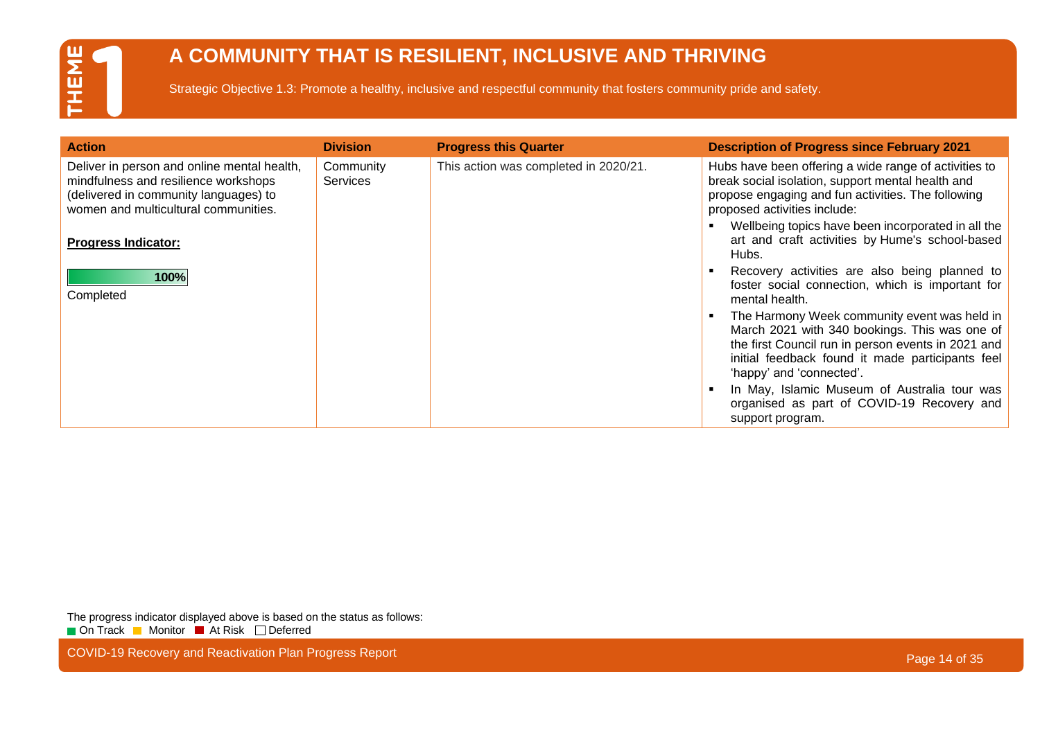# THEME 1

## A COMMUNITY THAT IS RESILIENT, INCLUSIVE AND THRIVING

Strategic Objective 1.3: Promote a healthy, inclusive and respectful community that fosters community pride and safety.

| Action | Division | Progress this Quarter | Description of Progress since February 2021 |
|---|---|---|---|
| Deliver in person and online mental health, mindfulness and resilience workshops (delivered in community languages) to women and multicultural communities.<br><br>**Progress Indicator:**<br><br>100%<br>Completed | Community Services | This action was completed in 2020/21. | Hubs have been offering a wide range of activities to break social isolation, support mental health and propose engaging and fun activities. The following proposed activities include:<br>▪ Wellbeing topics have been incorporated in all the art and craft activities by Hume's school-based Hubs.<br>▪ Recovery activities are also being planned to foster social connection, which is important for mental health.<br>▪ The Harmony Week community event was held in March 2021 with 340 bookings. This was one of the first Council run in person events in 2021 and initial feedback found it made participants feel 'happy' and 'connected'.<br>▪ In May, Islamic Museum of Australia tour was organised as part of COVID-19 Recovery and support program. |

The progress indicator displayed above is based on the status as follows:
On Track | Monitor | At Risk | Deferred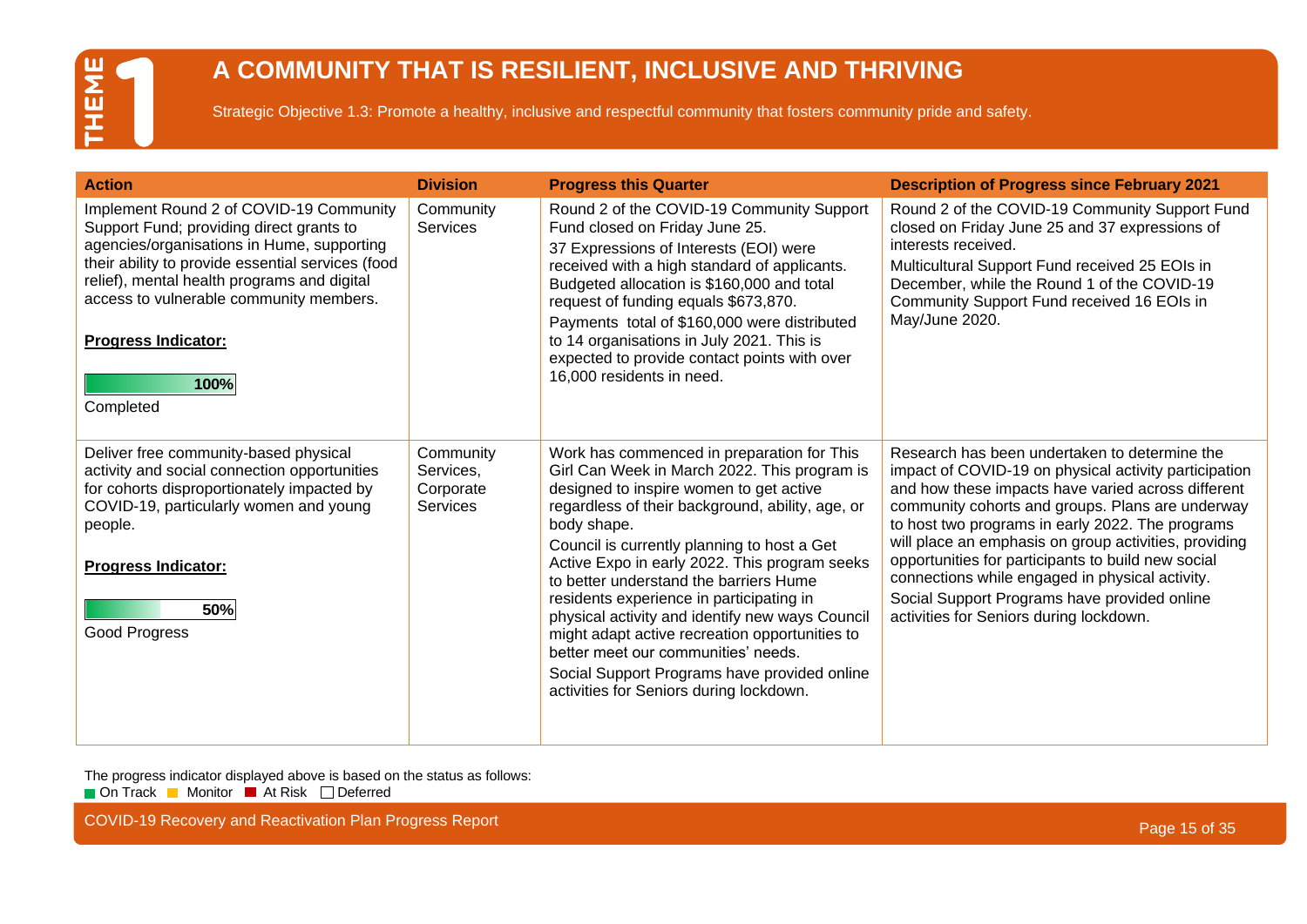# THEME 1

## A COMMUNITY THAT IS RESILIENT, INCLUSIVE AND THRIVING

Strategic Objective 1.3: Promote a healthy, inclusive and respectful community that fosters community pride and safety.

| Action | Division | Progress this Quarter | Description of Progress since February 2021 |
|---|---|---|---|
| Implement Round 2 of COVID-19 Community Support Fund; providing direct grants to agencies/organisations in Hume, supporting their ability to provide essential services (food relief), mental health programs and digital access to vulnerable community members.<br><br>**Progress Indicator:**<br><br>100%<br>Completed | Community Services | Round 2 of the COVID-19 Community Support Fund closed on Friday June 25.<br>37 Expressions of Interests (EOI) were received with a high standard of applicants. Budgeted allocation is $160,000 and total request of funding equals $673,870.<br>Payments total of $160,000 were distributed to 14 organisations in July 2021. This is expected to provide contact points with over 16,000 residents in need. | Round 2 of the COVID-19 Community Support Fund closed on Friday June 25 and 37 expressions of interests received.<br>Multicultural Support Fund received 25 EOIs in December, while the Round 1 of the COVID-19 Community Support Fund received 16 EOIs in May/June 2020. |
| Deliver free community-based physical activity and social connection opportunities for cohorts disproportionately impacted by COVID-19, particularly women and young people.<br><br>**Progress Indicator:**<br><br>50%<br>Good Progress | Community Services, Corporate Services | Work has commenced in preparation for This Girl Can Week in March 2022. This program is designed to inspire women to get active regardless of their background, ability, age, or body shape.<br>Council is currently planning to host a Get Active Expo in early 2022. This program seeks to better understand the barriers Hume residents experience in participating in physical activity and identify new ways Council might adapt active recreation opportunities to better meet our communities' needs.<br>Social Support Programs have provided online activities for Seniors during lockdown. | Research has been undertaken to determine the impact of COVID-19 on physical activity participation and how these impacts have varied across different community cohorts and groups. Plans are underway to host two programs in early 2022. The programs will place an emphasis on group activities, providing opportunities for participants to build new social connections while engaged in physical activity.<br>Social Support Programs have provided online activities for Seniors during lockdown. |

The progress indicator displayed above is based on the status as follows:
On Track · Monitor · At Risk · Deferred

COVID-19 Recovery and Reactivation Plan Progress Report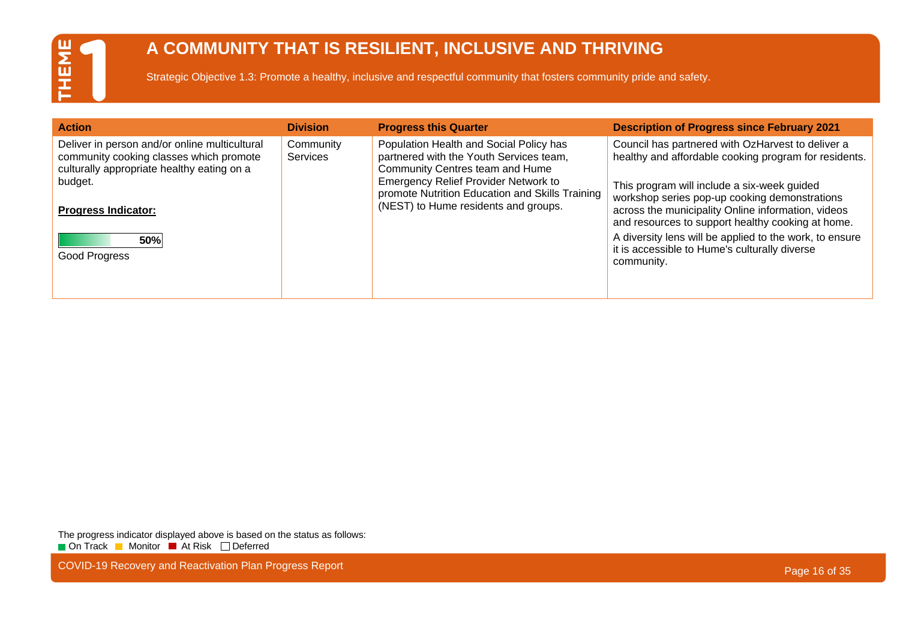# THEME 1

## A COMMUNITY THAT IS RESILIENT, INCLUSIVE AND THRIVING

Strategic Objective 1.3: Promote a healthy, inclusive and respectful community that fosters community pride and safety.

| Action | Division | Progress this Quarter | Description of Progress since February 2021 |
|---|---|---|---|
| Deliver in person and/or online multicultural community cooking classes which promote culturally appropriate healthy eating on a budget.<br><br>**Progress Indicator:**<br><br>50%<br>Good Progress | Community Services | Population Health and Social Policy has partnered with the Youth Services team, Community Centres team and Hume Emergency Relief Provider Network to promote Nutrition Education and Skills Training (NEST) to Hume residents and groups. | Council has partnered with OzHarvest to deliver a healthy and affordable cooking program for residents.<br><br>This program will include a six-week guided workshop series pop-up cooking demonstrations across the municipality Online information, videos and resources to support healthy cooking at home.<br>A diversity lens will be applied to the work, to ensure it is accessible to Hume's culturally diverse community. |

The progress indicator displayed above is based on the status as follows:
On Track | Monitor | At Risk | Deferred

COVID-19 Recovery and Reactivation Plan Progress Report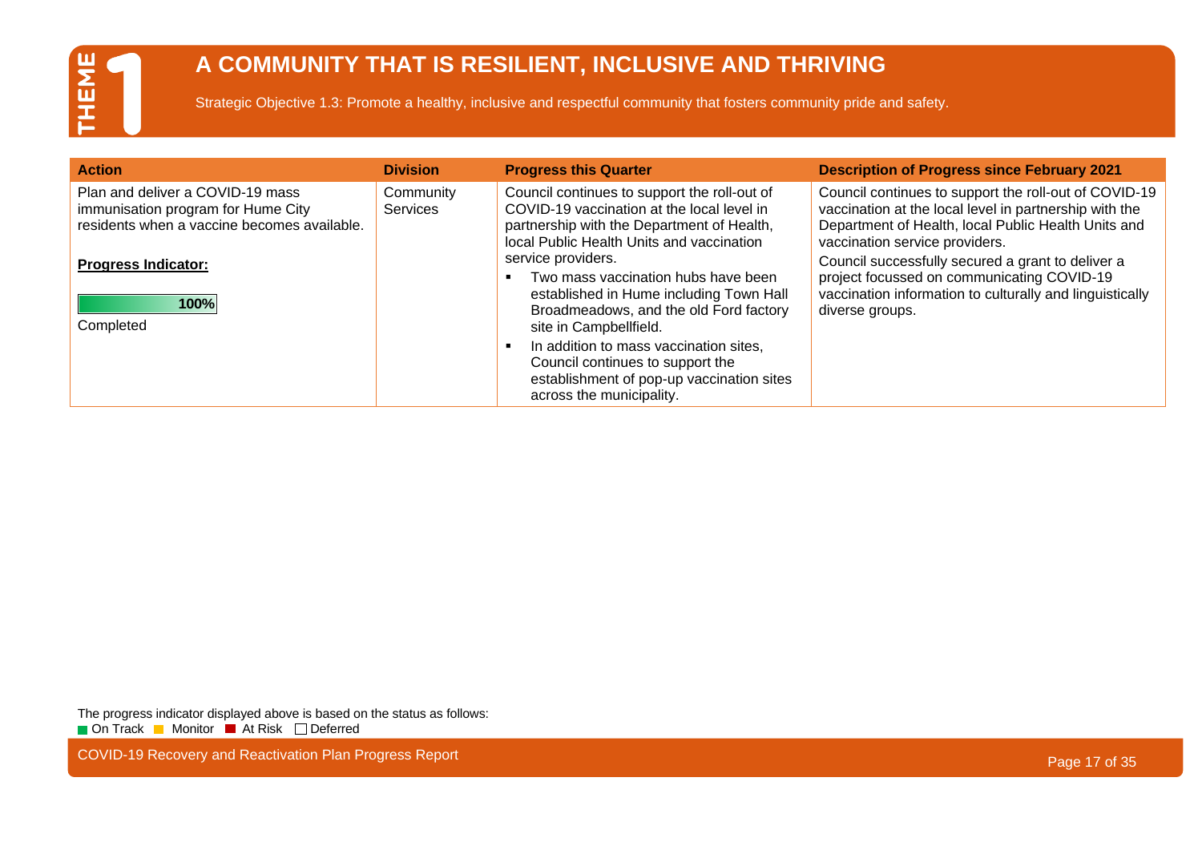# THEME 1

## A COMMUNITY THAT IS RESILIENT, INCLUSIVE AND THRIVING

Strategic Objective 1.3: Promote a healthy, inclusive and respectful community that fosters community pride and safety.

| Action | Division | Progress this Quarter | Description of Progress since February 2021 |
|---|---|---|---|
| Plan and deliver a COVID-19 mass immunisation program for Hume City residents when a vaccine becomes available.<br><br>**Progress Indicator:**<br><br>100%<br>Completed | Community Services | Council continues to support the roll-out of COVID-19 vaccination at the local level in partnership with the Department of Health, local Public Health Units and vaccination service providers.<br>▪ Two mass vaccination hubs have been established in Hume including Town Hall Broadmeadows, and the old Ford factory site in Campbellfield.<br>▪ In addition to mass vaccination sites, Council continues to support the establishment of pop-up vaccination sites across the municipality. | Council continues to support the roll-out of COVID-19 vaccination at the local level in partnership with the Department of Health, local Public Health Units and vaccination service providers.<br>Council successfully secured a grant to deliver a project focussed on communicating COVID-19 vaccination information to culturally and linguistically diverse groups. |

The progress indicator displayed above is based on the status as follows:
On Track · Monitor · At Risk · Deferred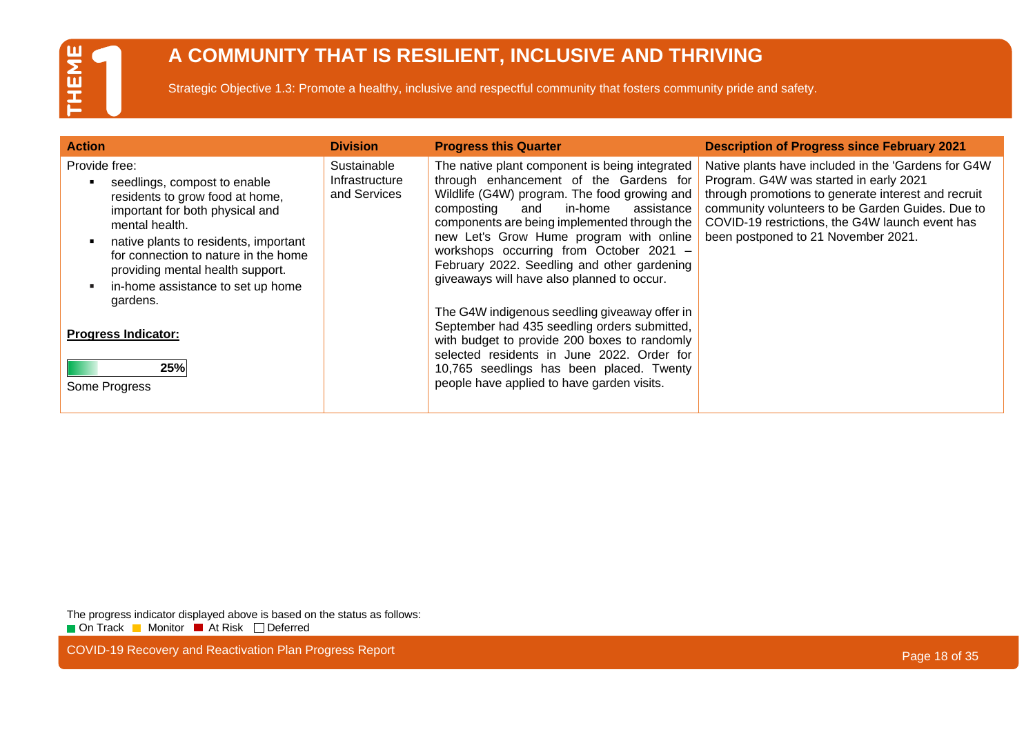# THEME 1

## A COMMUNITY THAT IS RESILIENT, INCLUSIVE AND THRIVING

Strategic Objective 1.3: Promote a healthy, inclusive and respectful community that fosters community pride and safety.

| Action | Division | Progress this Quarter | Description of Progress since February 2021 |
|---|---|---|---|
| Provide free:<br>▪ seedlings, compost to enable residents to grow food at home, important for both physical and mental health.<br>▪ native plants to residents, important for connection to nature in the home providing mental health support.<br>▪ in-home assistance to set up home gardens.<br><br>**Progress Indicator:**<br>25%<br>Some Progress | Sustainable Infrastructure and Services | The native plant component is being integrated through enhancement of the Gardens for Wildlife (G4W) program. The food growing and composting and in-home assistance components are being implemented through the new Let's Grow Hume program with online workshops occurring from October 2021 – February 2022. Seedling and other gardening giveaways will have also planned to occur.<br><br>The G4W indigenous seedling giveaway offer in September had 435 seedling orders submitted, with budget to provide 200 boxes to randomly selected residents in June 2022. Order for 10,765 seedlings has been placed. Twenty people have applied to have garden visits. | Native plants have included in the 'Gardens for G4W Program. G4W was started in early 2021 through promotions to generate interest and recruit community volunteers to be Garden Guides. Due to COVID-19 restrictions, the G4W launch event has been postponed to 21 November 2021. |

The progress indicator displayed above is based on the status as follows:
On Track, Monitor, At Risk, Deferred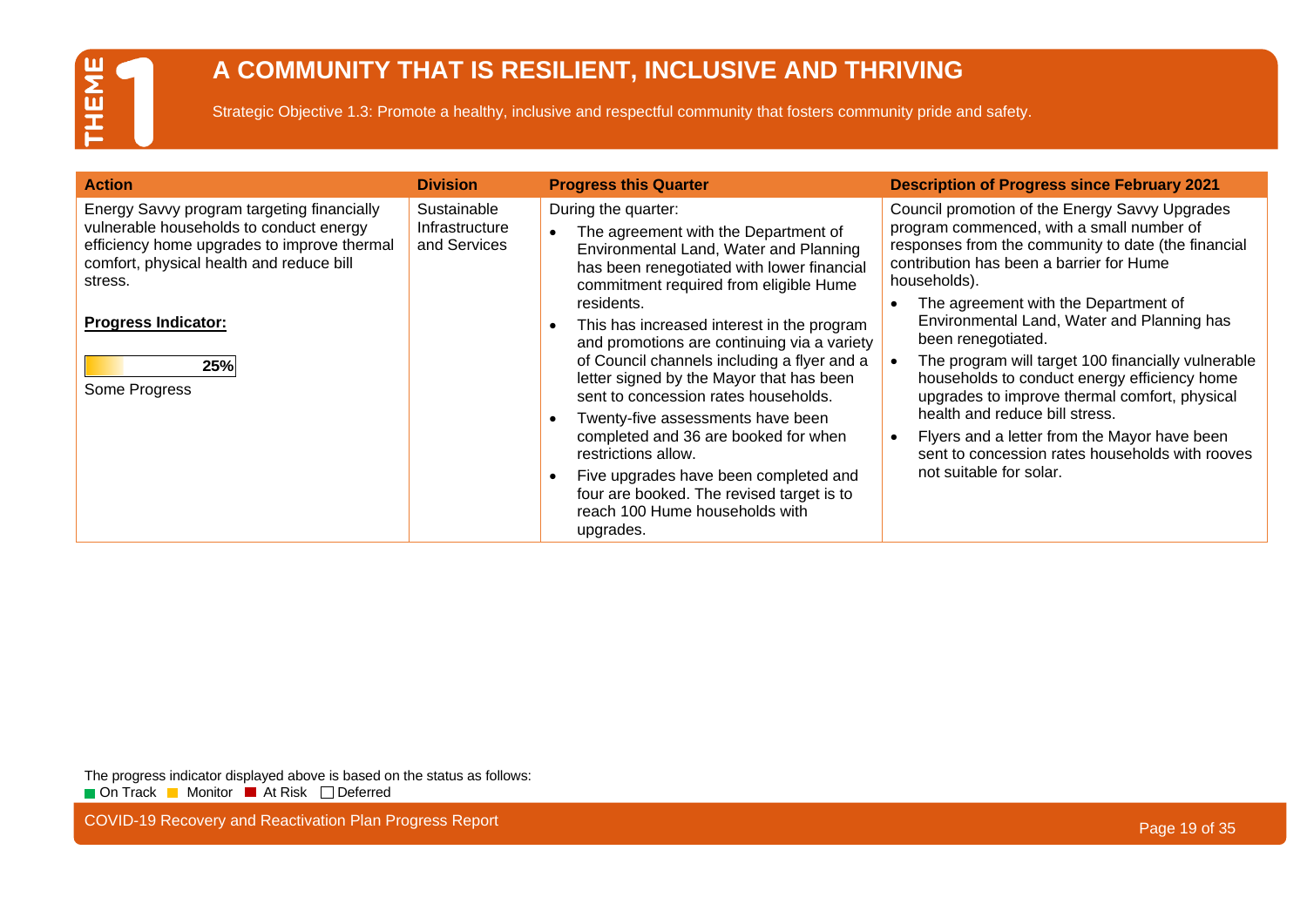# THEME 1

## A COMMUNITY THAT IS RESILIENT, INCLUSIVE AND THRIVING

Strategic Objective 1.3: Promote a healthy, inclusive and respectful community that fosters community pride and safety.

| Action | Division | Progress this Quarter | Description of Progress since February 2021 |
|---|---|---|---|
| Energy Savvy program targeting financially vulnerable households to conduct energy efficiency home upgrades to improve thermal comfort, physical health and reduce bill stress.<br><br>**Progress Indicator:**<br><br>25%<br><br>Some Progress | Sustainable Infrastructure and Services | During the quarter:<br>• The agreement with the Department of Environmental Land, Water and Planning has been renegotiated with lower financial commitment required from eligible Hume residents.<br>• This has increased interest in the program and promotions are continuing via a variety of Council channels including a flyer and a letter signed by the Mayor that has been sent to concession rates households.<br>• Twenty-five assessments have been completed and 36 are booked for when restrictions allow.<br>• Five upgrades have been completed and four are booked. The revised target is to reach 100 Hume households with upgrades. | Council promotion of the Energy Savvy Upgrades program commenced, with a small number of responses from the community to date (the financial contribution has been a barrier for Hume households).<br>• The agreement with the Department of Environmental Land, Water and Planning has been renegotiated.<br>• The program will target 100 financially vulnerable households to conduct energy efficiency home upgrades to improve thermal comfort, physical health and reduce bill stress.<br>• Flyers and a letter from the Mayor have been sent to concession rates households with rooves not suitable for solar. |

The progress indicator displayed above is based on the status as follows:
On Track | Monitor | At Risk | Deferred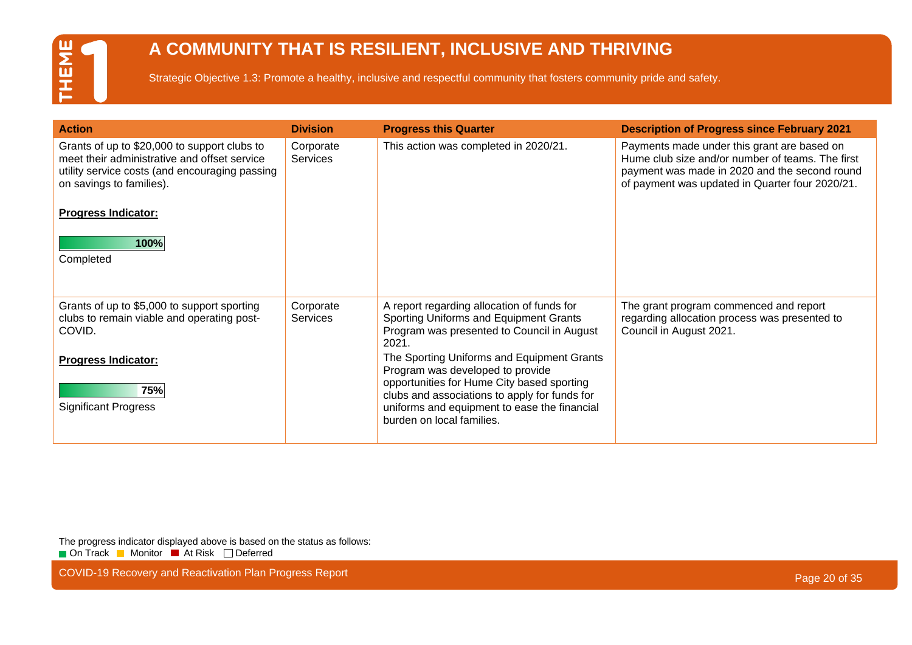# THEME 1

## A COMMUNITY THAT IS RESILIENT, INCLUSIVE AND THRIVING

Strategic Objective 1.3: Promote a healthy, inclusive and respectful community that fosters community pride and safety.

| Action | Division | Progress this Quarter | Description of Progress since February 2021 |
|---|---|---|---|
| Grants of up to $20,000 to support clubs to meet their administrative and offset service utility service costs (and encouraging passing on savings to families).<br><br>**Progress Indicator:**<br><br>100%<br>Completed | Corporate Services | This action was completed in 2020/21. | Payments made under this grant are based on Hume club size and/or number of teams. The first payment was made in 2020 and the second round of payment was updated in Quarter four 2020/21. |
| Grants of up to $5,000 to support sporting clubs to remain viable and operating post-COVID.<br><br>**Progress Indicator:**<br><br>75%<br>Significant Progress | Corporate Services | A report regarding allocation of funds for Sporting Uniforms and Equipment Grants Program was presented to Council in August 2021.<br><br>The Sporting Uniforms and Equipment Grants Program was developed to provide opportunities for Hume City based sporting clubs and associations to apply for funds for uniforms and equipment to ease the financial burden on local families. | The grant program commenced and report regarding allocation process was presented to Council in August 2021. |

The progress indicator displayed above is based on the status as follows:
On Track | Monitor | At Risk | Deferred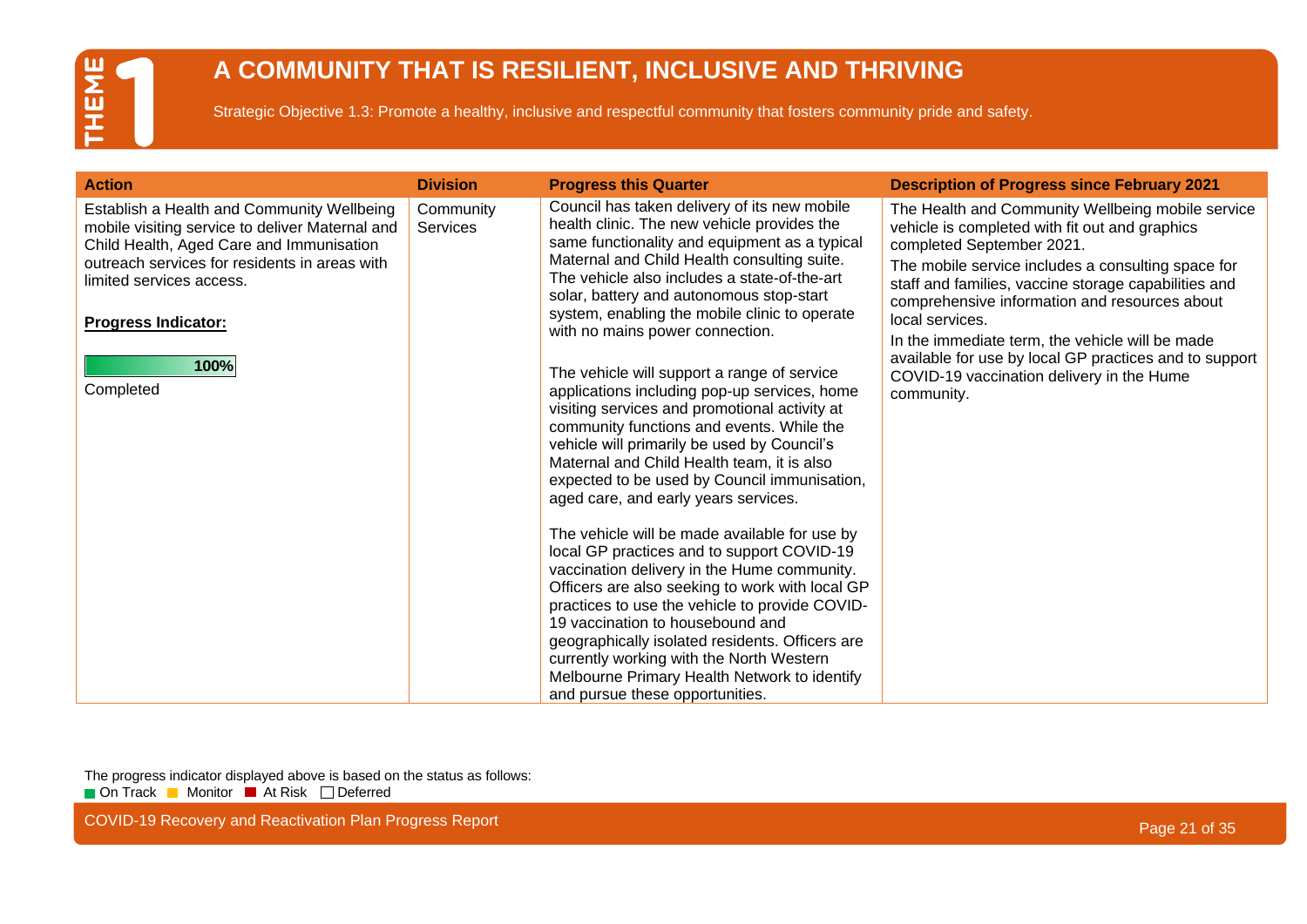# THEME 1

## A COMMUNITY THAT IS RESILIENT, INCLUSIVE AND THRIVING

Strategic Objective 1.3: Promote a healthy, inclusive and respectful community that fosters community pride and safety.

| Action | Division | Progress this Quarter | Description of Progress since February 2021 |
|---|---|---|---|
| Establish a Health and Community Wellbeing mobile visiting service to deliver Maternal and Child Health, Aged Care and Immunisation outreach services for residents in areas with limited services access.<br><br>**Progress Indicator:**<br><br>100%<br>Completed | Community Services | Council has taken delivery of its new mobile health clinic. The new vehicle provides the same functionality and equipment as a typical Maternal and Child Health consulting suite. The vehicle also includes a state-of-the-art solar, battery and autonomous stop-start system, enabling the mobile clinic to operate with no mains power connection.<br><br>The vehicle will support a range of service applications including pop-up services, home visiting services and promotional activity at community functions and events. While the vehicle will primarily be used by Council's Maternal and Child Health team, it is also expected to be used by Council immunisation, aged care, and early years services.<br><br>The vehicle will be made available for use by local GP practices and to support COVID-19 vaccination delivery in the Hume community. Officers are also seeking to work with local GP practices to use the vehicle to provide COVID-19 vaccination to housebound and geographically isolated residents. Officers are currently working with the North Western Melbourne Primary Health Network to identify and pursue these opportunities. | The Health and Community Wellbeing mobile service vehicle is completed with fit out and graphics completed September 2021.<br><br>The mobile service includes a consulting space for staff and families, vaccine storage capabilities and comprehensive information and resources about local services.<br><br>In the immediate term, the vehicle will be made available for use by local GP practices and to support COVID-19 vaccination delivery in the Hume community. |

The progress indicator displayed above is based on the status as follows:
On Track | Monitor | At Risk | Deferred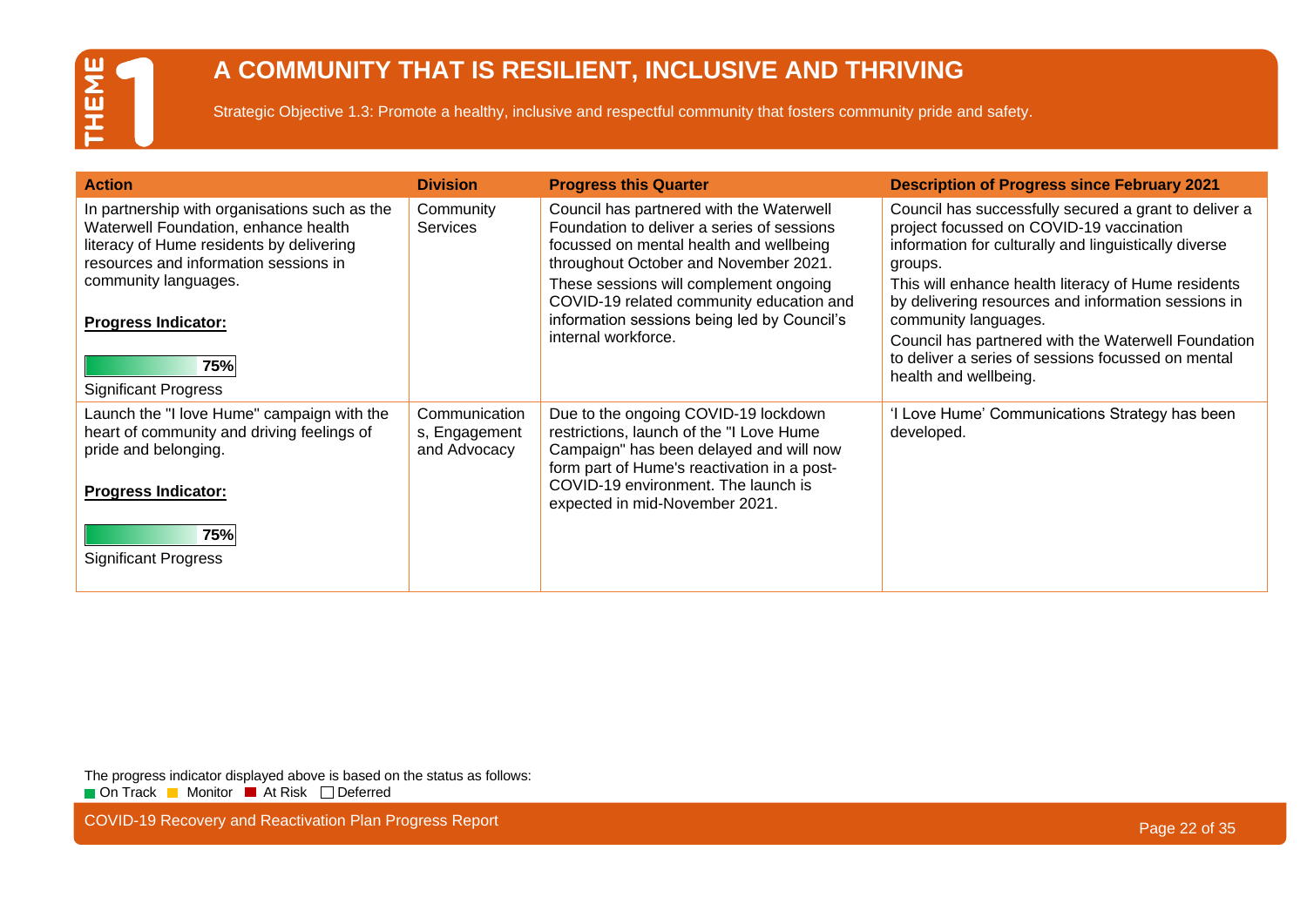# A COMMUNITY THAT IS RESILIENT, INCLUSIVE AND THRIVING

Strategic Objective 1.3: Promote a healthy, inclusive and respectful community that fosters community pride and safety.

| Action | Division | Progress this Quarter | Description of Progress since February 2021 |
|---|---|---|---|
| In partnership with organisations such as the Waterwell Foundation, enhance health literacy of Hume residents by delivering resources and information sessions in community languages.<br><br>**Progress Indicator:**<br><br>75%<br><br>Significant Progress | Community Services | Council has partnered with the Waterwell Foundation to deliver a series of sessions focussed on mental health and wellbeing throughout October and November 2021.<br><br>These sessions will complement ongoing COVID-19 related community education and information sessions being led by Council's internal workforce. | Council has successfully secured a grant to deliver a project focussed on COVID-19 vaccination information for culturally and linguistically diverse groups.<br><br>This will enhance health literacy of Hume residents by delivering resources and information sessions in community languages.<br><br>Council has partnered with the Waterwell Foundation to deliver a series of sessions focussed on mental health and wellbeing. |
| Launch the "I love Hume" campaign with the heart of community and driving feelings of pride and belonging.<br><br>**Progress Indicator:**<br><br>75%<br><br>Significant Progress | Communications, Engagement and Advocacy | Due to the ongoing COVID-19 lockdown restrictions, launch of the "I Love Hume Campaign" has been delayed and will now form part of Hume's reactivation in a post-COVID-19 environment. The launch is expected in mid-November 2021. | 'I Love Hume' Communications Strategy has been developed. |

The progress indicator displayed above is based on the status as follows:
On Track | Monitor | At Risk | Deferred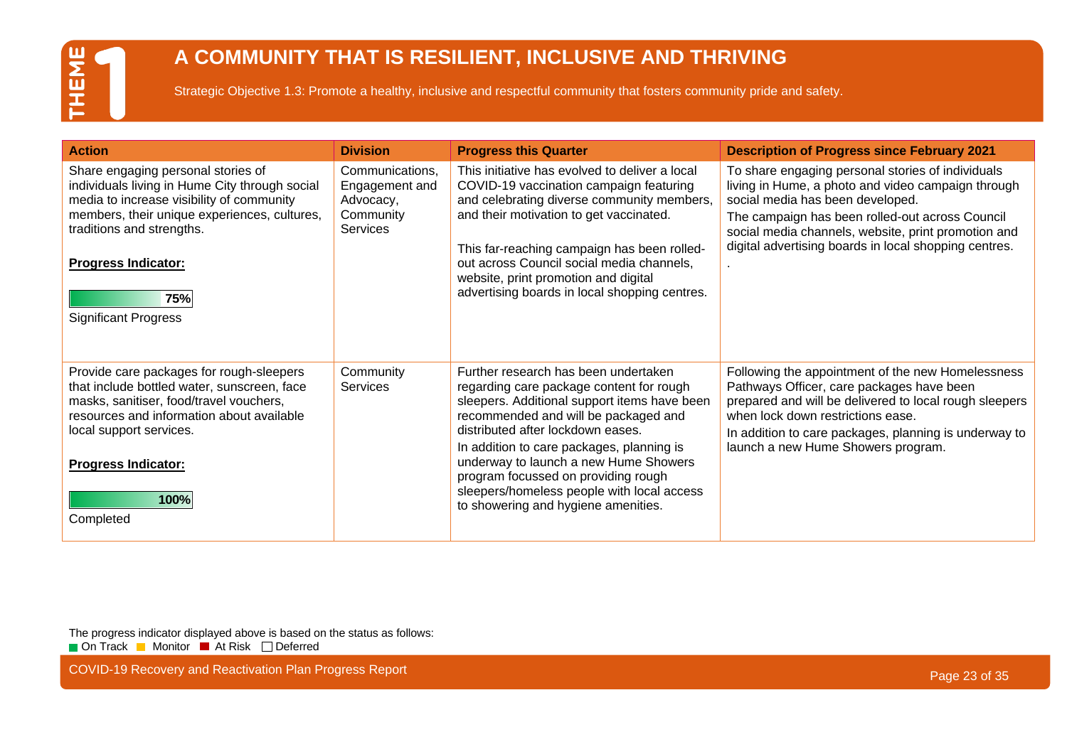# THEME 1

## A COMMUNITY THAT IS RESILIENT, INCLUSIVE AND THRIVING

Strategic Objective 1.3: Promote a healthy, inclusive and respectful community that fosters community pride and safety.

| Action | Division | Progress this Quarter | Description of Progress since February 2021 |
|---|---|---|---|
| Share engaging personal stories of individuals living in Hume City through social media to increase visibility of community members, their unique experiences, cultures, traditions and strengths.<br><br>**Progress Indicator:**<br><br>75%<br>Significant Progress | Communications, Engagement and Advocacy, Community Services | This initiative has evolved to deliver a local COVID-19 vaccination campaign featuring and celebrating diverse community members, and their motivation to get vaccinated.<br><br>This far-reaching campaign has been rolled-out across Council social media channels, website, print promotion and digital advertising boards in local shopping centres. | To share engaging personal stories of individuals living in Hume, a photo and video campaign through social media has been developed.<br>The campaign has been rolled-out across Council social media channels, website, print promotion and digital advertising boards in local shopping centres.<br>. |
| Provide care packages for rough-sleepers that include bottled water, sunscreen, face masks, sanitiser, food/travel vouchers, resources and information about available local support services.<br><br>**Progress Indicator:**<br><br>100%<br>Completed | Community Services | Further research has been undertaken regarding care package content for rough sleepers. Additional support items have been recommended and will be packaged and distributed after lockdown eases.<br>In addition to care packages, planning is underway to launch a new Hume Showers program focussed on providing rough sleepers/homeless people with local access to showering and hygiene amenities. | Following the appointment of the new Homelessness Pathways Officer, care packages have been prepared and will be delivered to local rough sleepers when lock down restrictions ease.<br>In addition to care packages, planning is underway to launch a new Hume Showers program. |

The progress indicator displayed above is based on the status as follows:
On Track | Monitor | At Risk | Deferred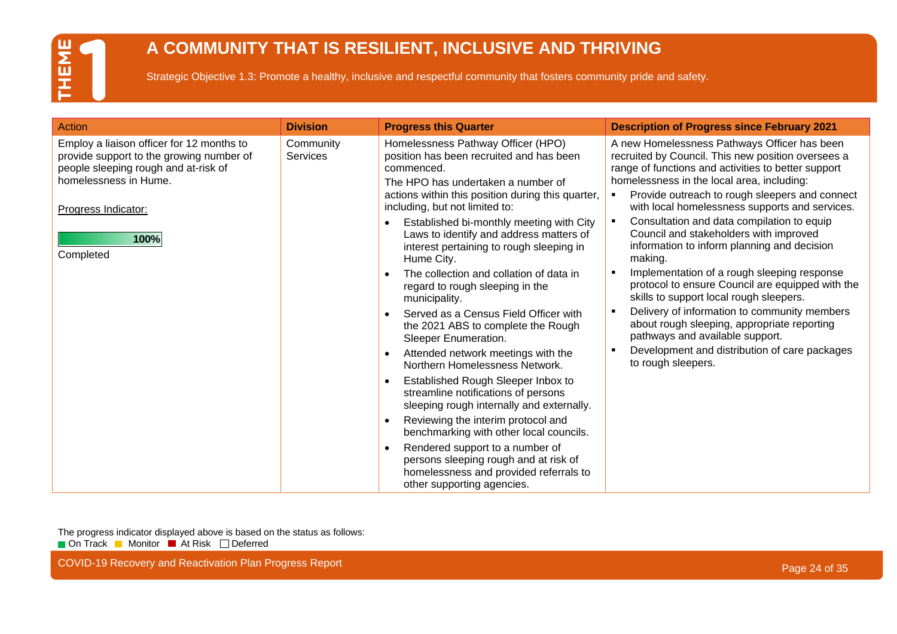# THEME 1

## A COMMUNITY THAT IS RESILIENT, INCLUSIVE AND THRIVING

Strategic Objective 1.3: Promote a healthy, inclusive and respectful community that fosters community pride and safety.

| Action | Division | Progress this Quarter | Description of Progress since February 2021 |
|---|---|---|---|
| Employ a liaison officer for 12 months to provide support to the growing number of people sleeping rough and at-risk of homelessness in Hume.<br><br>Progress Indicator:<br><br>100%<br>Completed | Community Services | Homelessness Pathway Officer (HPO) position has been recruited and has been commenced.<br>The HPO has undertaken a number of actions within this position during this quarter, including, but not limited to:<br>• Established bi-monthly meeting with City Laws to identify and address matters of interest pertaining to rough sleeping in Hume City.<br>• The collection and collation of data in regard to rough sleeping in the municipality.<br>• Served as a Census Field Officer with the 2021 ABS to complete the Rough Sleeper Enumeration.<br>• Attended network meetings with the Northern Homelessness Network.<br>• Established Rough Sleeper Inbox to streamline notifications of persons sleeping rough internally and externally.<br>• Reviewing the interim protocol and benchmarking with other local councils.<br>• Rendered support to a number of persons sleeping rough and at risk of homelessness and provided referrals to other supporting agencies. | A new Homelessness Pathways Officer has been recruited by Council. This new position oversees a range of functions and activities to better support homelessness in the local area, including:<br>▪ Provide outreach to rough sleepers and connect with local homelessness supports and services.<br>▪ Consultation and data compilation to equip Council and stakeholders with improved information to inform planning and decision making.<br>▪ Implementation of a rough sleeping response protocol to ensure Council are equipped with the skills to support local rough sleepers.<br>▪ Delivery of information to community members about rough sleeping, appropriate reporting pathways and available support.<br>▪ Development and distribution of care packages to rough sleepers. |

The progress indicator displayed above is based on the status as follows:
On Track | Monitor | At Risk | Deferred

COVID-19 Recovery and Reactivation Plan Progress Report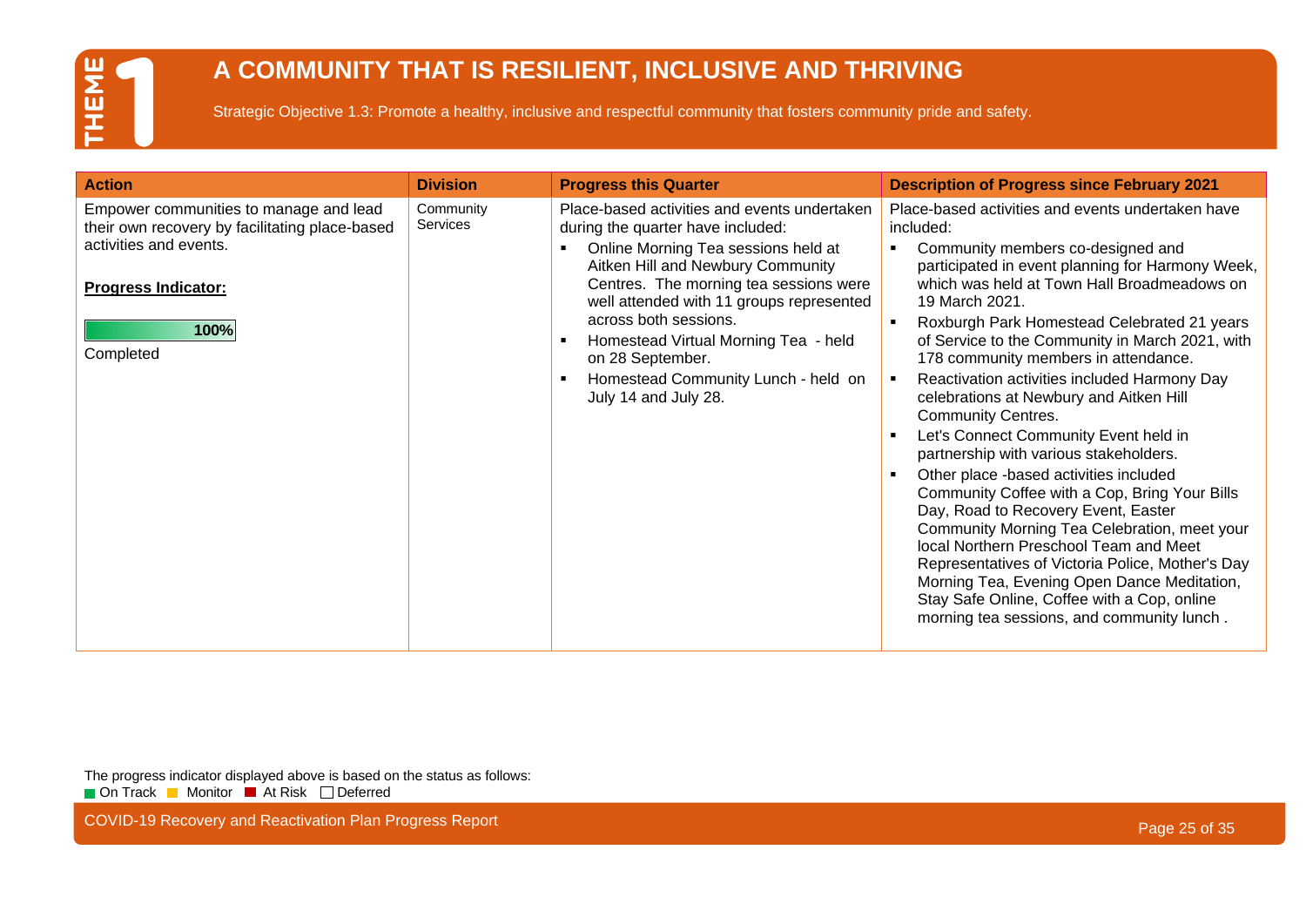# THEME 1

## A COMMUNITY THAT IS RESILIENT, INCLUSIVE AND THRIVING

Strategic Objective 1.3: Promote a healthy, inclusive and respectful community that fosters community pride and safety.

| Action | Division | Progress this Quarter | Description of Progress since February 2021 |
|---|---|---|---|
| Empower communities to manage and lead their own recovery by facilitating place-based activities and events.<br><br>**Progress Indicator:**<br><br>**100%**<br>Completed | Community Services | Place-based activities and events undertaken during the quarter have included:<br>▪ Online Morning Tea sessions held at Aitken Hill and Newbury Community Centres. The morning tea sessions were well attended with 11 groups represented across both sessions.<br>▪ Homestead Virtual Morning Tea - held on 28 September.<br>▪ Homestead Community Lunch - held on July 14 and July 28. | Place-based activities and events undertaken have included:<br>▪ Community members co-designed and participated in event planning for Harmony Week, which was held at Town Hall Broadmeadows on 19 March 2021.<br>▪ Roxburgh Park Homestead Celebrated 21 years of Service to the Community in March 2021, with 178 community members in attendance.<br>▪ Reactivation activities included Harmony Day celebrations at Newbury and Aitken Hill Community Centres.<br>▪ Let's Connect Community Event held in partnership with various stakeholders.<br>▪ Other place -based activities included Community Coffee with a Cop, Bring Your Bills Day, Road to Recovery Event, Easter Community Morning Tea Celebration, meet your local Northern Preschool Team and Meet Representatives of Victoria Police, Mother's Day Morning Tea, Evening Open Dance Meditation, Stay Safe Online, Coffee with a Cop, online morning tea sessions, and community lunch . |

The progress indicator displayed above is based on the status as follows:
On Track | Monitor | At Risk | Deferred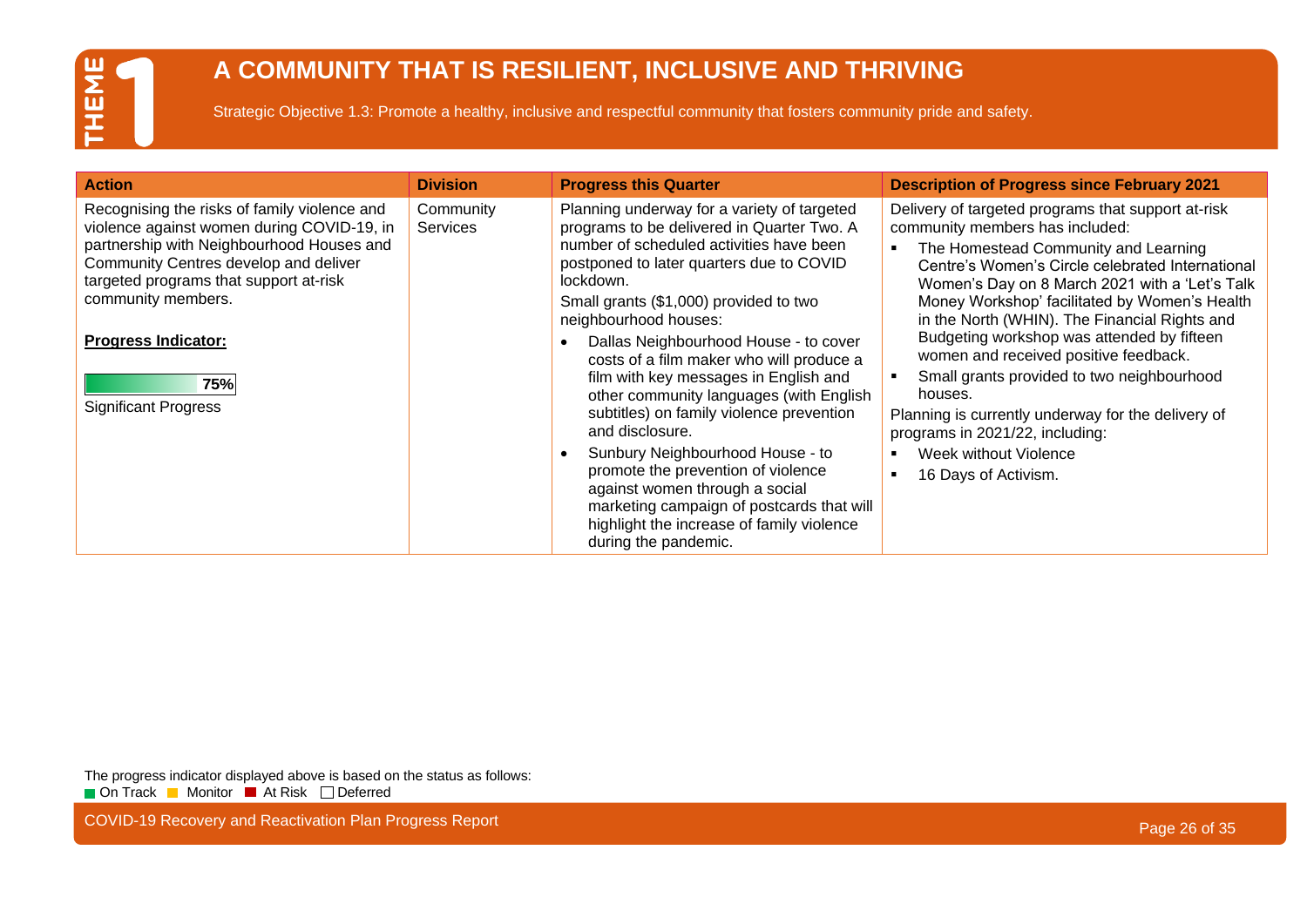# THEME 1

## A COMMUNITY THAT IS RESILIENT, INCLUSIVE AND THRIVING

Strategic Objective 1.3: Promote a healthy, inclusive and respectful community that fosters community pride and safety.

| Action | Division | Progress this Quarter | Description of Progress since February 2021 |
|---|---|---|---|
| Recognising the risks of family violence and violence against women during COVID-19, in partnership with Neighbourhood Houses and Community Centres develop and deliver targeted programs that support at-risk community members.<br><br>**Progress Indicator:**<br><br>75%<br><br>Significant Progress | Community Services | Planning underway for a variety of targeted programs to be delivered in Quarter Two. A number of scheduled activities have been postponed to later quarters due to COVID lockdown.<br><br>Small grants ($1,000) provided to two neighbourhood houses:<br><br>• Dallas Neighbourhood House - to cover costs of a film maker who will produce a film with key messages in English and other community languages (with English subtitles) on family violence prevention and disclosure.<br>• Sunbury Neighbourhood House - to promote the prevention of violence against women through a social marketing campaign of postcards that will highlight the increase of family violence during the pandemic. | Delivery of targeted programs that support at-risk community members has included:<br><br>▪ The Homestead Community and Learning Centre's Women's Circle celebrated International Women's Day on 8 March 2021 with a 'Let's Talk Money Workshop' facilitated by Women's Health in the North (WHIN). The Financial Rights and Budgeting workshop was attended by fifteen women and received positive feedback.<br>▪ Small grants provided to two neighbourhood houses.<br><br>Planning is currently underway for the delivery of programs in 2021/22, including:<br><br>▪ Week without Violence<br>▪ 16 Days of Activism. |

The progress indicator displayed above is based on the status as follows:
On Track | Monitor | At Risk | Deferred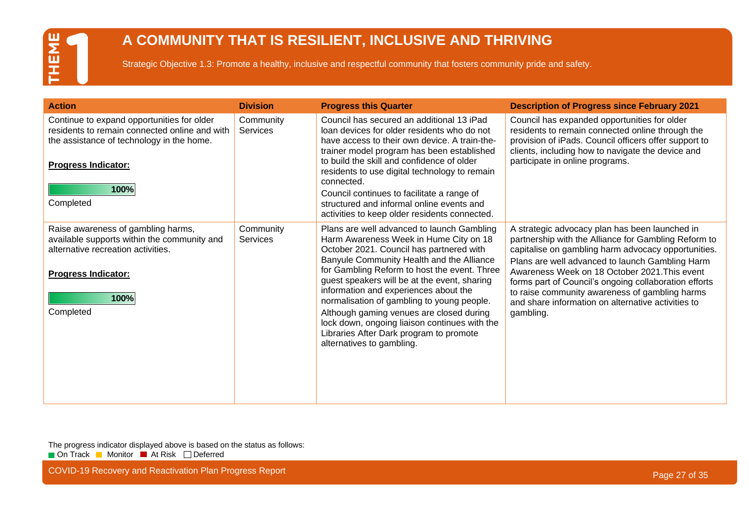# A COMMUNITY THAT IS RESILIENT, INCLUSIVE AND THRIVING

THEME 1

Strategic Objective 1.3: Promote a healthy, inclusive and respectful community that fosters community pride and safety.

| Action | Division | Progress this Quarter | Description of Progress since February 2021 |
|---|---|---|---|
| Continue to expand opportunities for older residents to remain connected online and with the assistance of technology in the home.<br><br>**Progress Indicator:**<br><br>100%<br><br>Completed | Community Services | Council has secured an additional 13 iPad loan devices for older residents who do not have access to their own device. A train-the-trainer model program has been established to build the skill and confidence of older residents to use digital technology to remain connected.<br><br>Council continues to facilitate a range of structured and informal online events and activities to keep older residents connected. | Council has expanded opportunities for older residents to remain connected online through the provision of iPads. Council officers offer support to clients, including how to navigate the device and participate in online programs. |
| Raise awareness of gambling harms, available supports within the community and alternative recreation activities.<br><br>**Progress Indicator:**<br><br>100%<br><br>Completed | Community Services | Plans are well advanced to launch Gambling Harm Awareness Week in Hume City on 18 October 2021. Council has partnered with Banyule Community Health and the Alliance for Gambling Reform to host the event. Three guest speakers will be at the event, sharing information and experiences about the normalisation of gambling to young people.<br><br>Although gaming venues are closed during lock down, ongoing liaison continues with the Libraries After Dark program to promote alternatives to gambling. | A strategic advocacy plan has been launched in partnership with the Alliance for Gambling Reform to capitalise on gambling harm advocacy opportunities.<br><br>Plans are well advanced to launch Gambling Harm Awareness Week on 18 October 2021.This event forms part of Council's ongoing collaboration efforts to raise community awareness of gambling harms and share information on alternative activities to gambling. |

The progress indicator displayed above is based on the status as follows:
On Track  Monitor  At Risk  Deferred

COVID-19 Recovery and Reactivation Plan Progress Report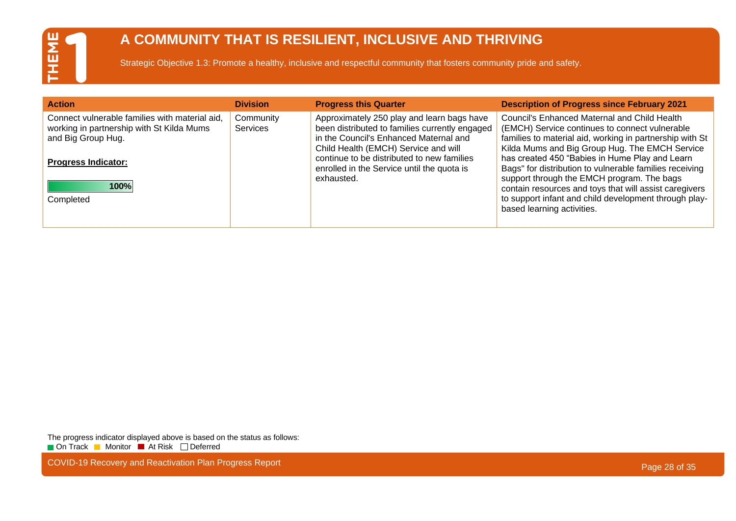# THEME 1

## A COMMUNITY THAT IS RESILIENT, INCLUSIVE AND THRIVING

Strategic Objective 1.3: Promote a healthy, inclusive and respectful community that fosters community pride and safety.

| Action | Division | Progress this Quarter | Description of Progress since February 2021 |
| --- | --- | --- | --- |
| Connect vulnerable families with material aid, working in partnership with St Kilda Mums and Big Group Hug.<br><br>**Progress Indicator:**<br><br>100%<br><br>Completed | Community Services | Approximately 250 play and learn bags have been distributed to families currently engaged in the Council's Enhanced Maternal and Child Health (EMCH) Service and will continue to be distributed to new families enrolled in the Service until the quota is exhausted. | Council's Enhanced Maternal and Child Health (EMCH) Service continues to connect vulnerable families to material aid, working in partnership with St Kilda Mums and Big Group Hug. The EMCH Service has created 450 "Babies in Hume Play and Learn Bags" for distribution to vulnerable families receiving support through the EMCH program. The bags contain resources and toys that will assist caregivers to support infant and child development through play-based learning activities. |

The progress indicator displayed above is based on the status as follows:
On Track, Monitor, At Risk, Deferred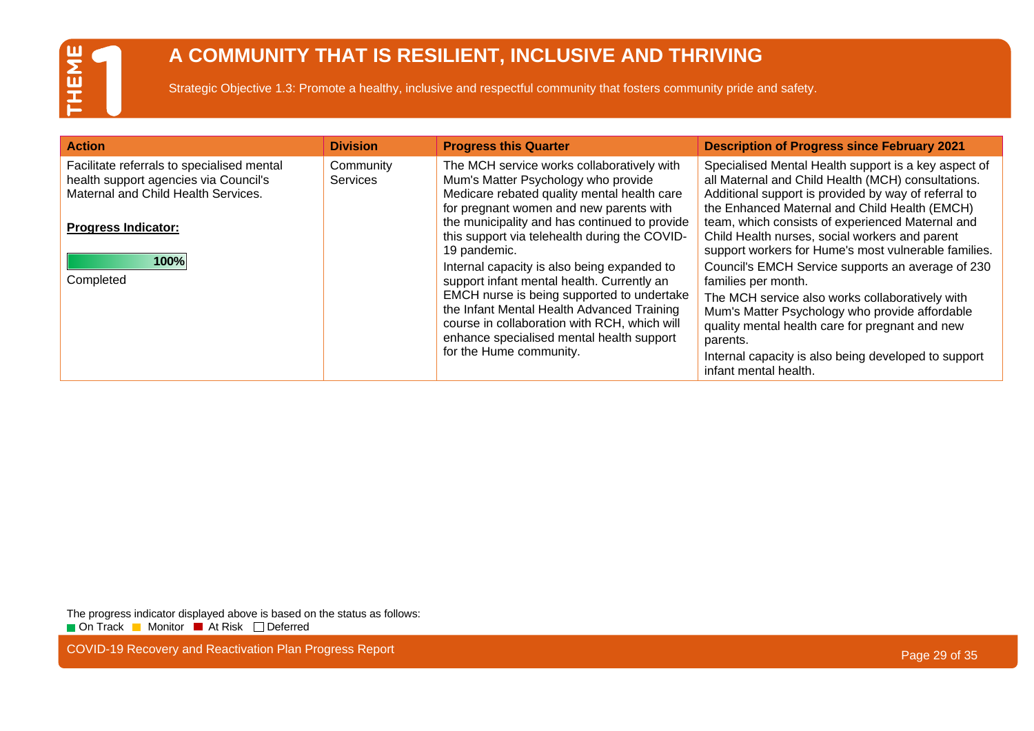# THEME 1

## A COMMUNITY THAT IS RESILIENT, INCLUSIVE AND THRIVING

Strategic Objective 1.3: Promote a healthy, inclusive and respectful community that fosters community pride and safety.

| Action | Division | Progress this Quarter | Description of Progress since February 2021 |
|---|---|---|---|
| Facilitate referrals to specialised mental health support agencies via Council's Maternal and Child Health Services.<br><br>**Progress Indicator:**<br><br>100%<br>Completed | Community Services | The MCH service works collaboratively with Mum's Matter Psychology who provide Medicare rebated quality mental health care for pregnant women and new parents with the municipality and has continued to provide this support via telehealth during the COVID-19 pandemic.<br><br>Internal capacity is also being expanded to support infant mental health. Currently an EMCH nurse is being supported to undertake the Infant Mental Health Advanced Training course in collaboration with RCH, which will enhance specialised mental health support for the Hume community. | Specialised Mental Health support is a key aspect of all Maternal and Child Health (MCH) consultations. Additional support is provided by way of referral to the Enhanced Maternal and Child Health (EMCH) team, which consists of experienced Maternal and Child Health nurses, social workers and parent support workers for Hume's most vulnerable families.<br><br>Council's EMCH Service supports an average of 230 families per month.<br><br>The MCH service also works collaboratively with Mum's Matter Psychology who provide affordable quality mental health care for pregnant and new parents.<br><br>Internal capacity is also being developed to support infant mental health. |

The progress indicator displayed above is based on the status as follows:
On Track | Monitor | At Risk | Deferred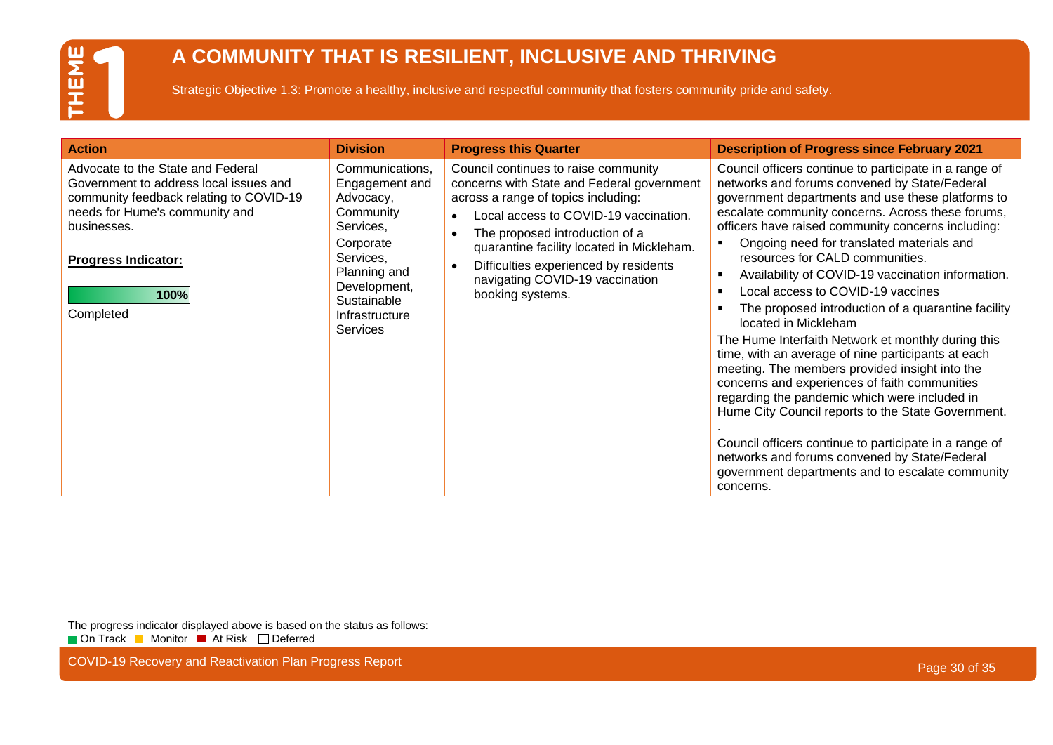# THEME 1

## A COMMUNITY THAT IS RESILIENT, INCLUSIVE AND THRIVING

Strategic Objective 1.3: Promote a healthy, inclusive and respectful community that fosters community pride and safety.

| Action | Division | Progress this Quarter | Description of Progress since February 2021 |
|---|---|---|---|
| Advocate to the State and Federal Government to address local issues and community feedback relating to COVID-19 needs for Hume's community and businesses.<br><br>**Progress Indicator:**<br><br>100%<br>Completed | Communications, Engagement and Advocacy, Community Services, Corporate Services, Planning and Development, Sustainable Infrastructure Services | Council continues to raise community concerns with State and Federal government across a range of topics including:<br>• Local access to COVID-19 vaccination.<br>• The proposed introduction of a quarantine facility located in Mickleham.<br>• Difficulties experienced by residents navigating COVID-19 vaccination booking systems. | Council officers continue to participate in a range of networks and forums convened by State/Federal government departments and use these platforms to escalate community concerns. Across these forums, officers have raised community concerns including:<br>▪ Ongoing need for translated materials and resources for CALD communities.<br>▪ Availability of COVID-19 vaccination information.<br>▪ Local access to COVID-19 vaccines<br>▪ The proposed introduction of a quarantine facility located in Mickleham<br>The Hume Interfaith Network et monthly during this time, with an average of nine participants at each meeting. The members provided insight into the concerns and experiences of faith communities regarding the pandemic which were included in Hume City Council reports to the State Government.<br>.<br>Council officers continue to participate in a range of networks and forums convened by State/Federal government departments and to escalate community concerns. |

The progress indicator displayed above is based on the status as follows:
On Track Monitor At Risk Deferred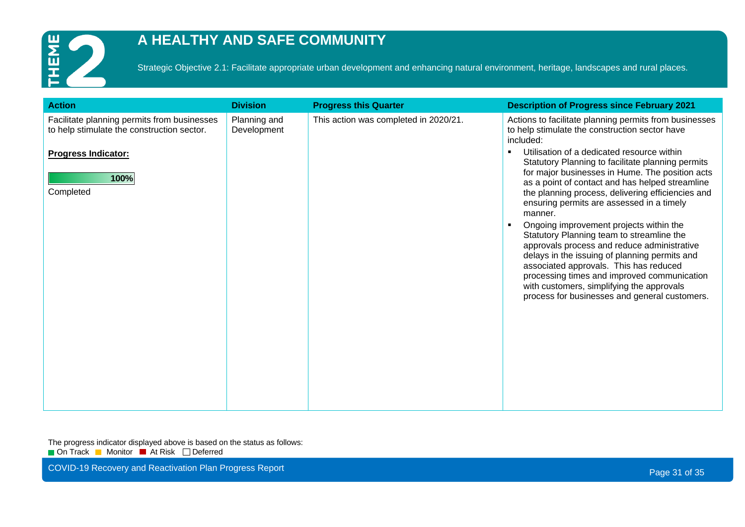# THEME 2

## A HEALTHY AND SAFE COMMUNITY

Strategic Objective 2.1: Facilitate appropriate urban development and enhancing natural environment, heritage, landscapes and rural places.

| Action | Division | Progress this Quarter | Description of Progress since February 2021 |
|---|---|---|---|
| Facilitate planning permits from businesses to help stimulate the construction sector.<br><br>**Progress Indicator:**<br><br>100%<br><br>Completed | Planning and Development | This action was completed in 2020/21. | Actions to facilitate planning permits from businesses to help stimulate the construction sector have included:<br>▪ Utilisation of a dedicated resource within Statutory Planning to facilitate planning permits for major businesses in Hume. The position acts as a point of contact and has helped streamline the planning process, delivering efficiencies and ensuring permits are assessed in a timely manner.<br>▪ Ongoing improvement projects within the Statutory Planning team to streamline the approvals process and reduce administrative delays in the issuing of planning permits and associated approvals. This has reduced processing times and improved communication with customers, simplifying the approvals process for businesses and general customers. |

The progress indicator displayed above is based on the status as follows:
On Track, Monitor, At Risk, Deferred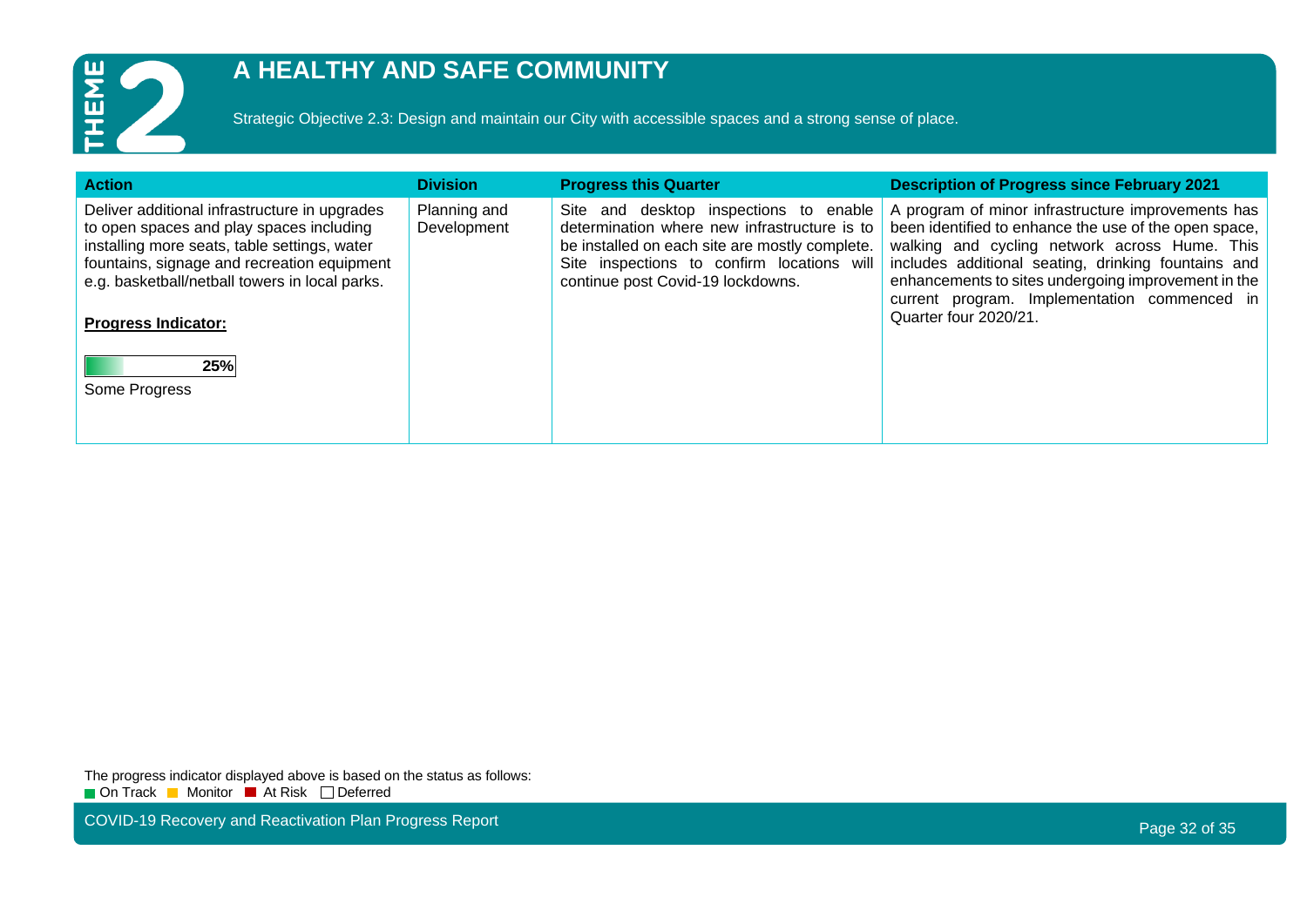# A HEALTHY AND SAFE COMMUNITY

Strategic Objective 2.3: Design and maintain our City with accessible spaces and a strong sense of place.

| Action | Division | Progress this Quarter | Description of Progress since February 2021 |
|---|---|---|---|
| Deliver additional infrastructure in upgrades to open spaces and play spaces including installing more seats, table settings, water fountains, signage and recreation equipment e.g. basketball/netball towers in local parks.<br><br>**Progress Indicator:**<br><br>25%<br>Some Progress | Planning and Development | Site and desktop inspections to enable determination where new infrastructure is to be installed on each site are mostly complete. Site inspections to confirm locations will continue post Covid-19 lockdowns. | A program of minor infrastructure improvements has been identified to enhance the use of the open space, walking and cycling network across Hume. This includes additional seating, drinking fountains and enhancements to sites undergoing improvement in the current program. Implementation commenced in Quarter four 2020/21. |

The progress indicator displayed above is based on the status as follows:
On Track | Monitor | At Risk | Deferred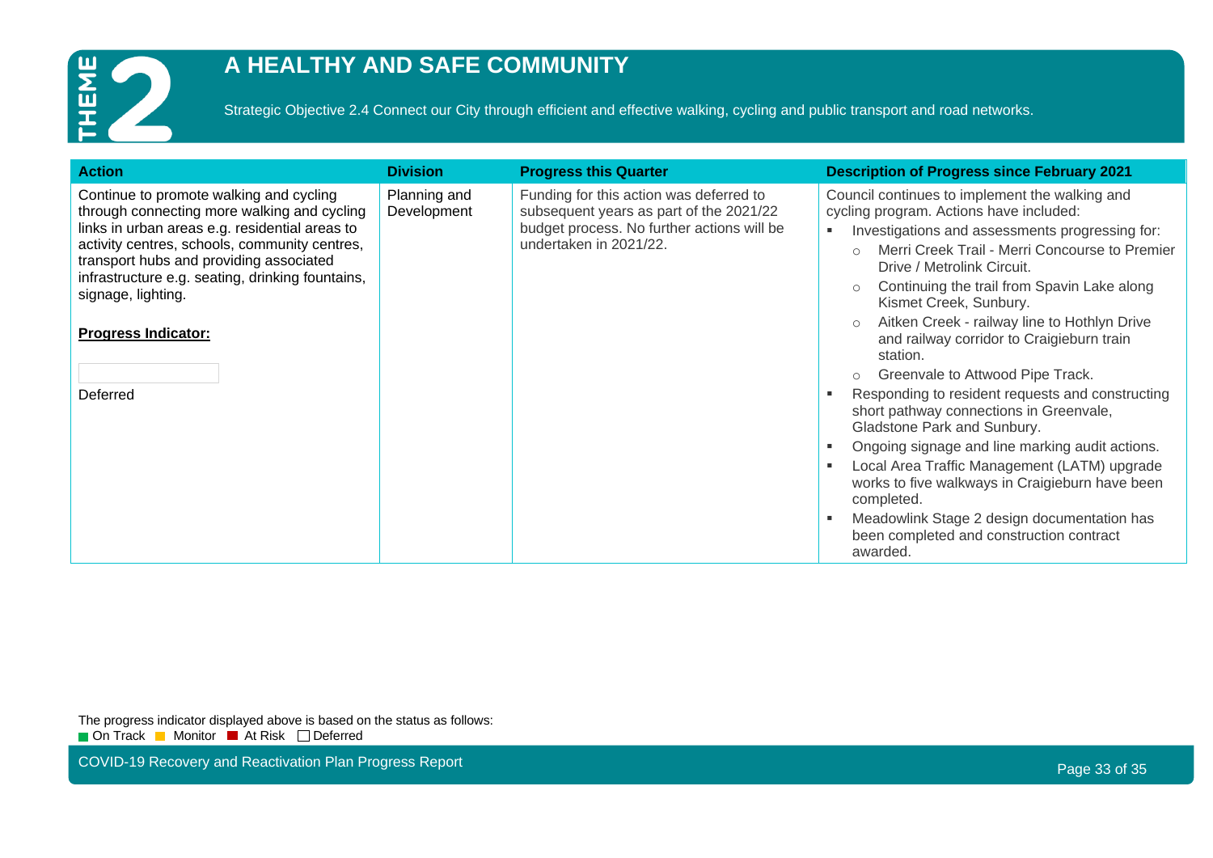# A HEALTHY AND SAFE COMMUNITY

Strategic Objective 2.4 Connect our City through efficient and effective walking, cycling and public transport and road networks.

| Action | Division | Progress this Quarter | Description of Progress since February 2021 |
|---|---|---|---|
| Continue to promote walking and cycling through connecting more walking and cycling links in urban areas e.g. residential areas to activity centres, schools, community centres, transport hubs and providing associated infrastructure e.g. seating, drinking fountains, signage, lighting.<br><br>**Progress Indicator:**<br><br>Deferred | Planning and Development | Funding for this action was deferred to subsequent years as part of the 2021/22 budget process. No further actions will be undertaken in 2021/22. | Council continues to implement the walking and cycling program. Actions have included:<br>▪ Investigations and assessments progressing for:<br>○ Merri Creek Trail - Merri Concourse to Premier Drive / Metrolink Circuit.<br>○ Continuing the trail from Spavin Lake along Kismet Creek, Sunbury.<br>○ Aitken Creek - railway line to Hothlyn Drive and railway corridor to Craigieburn train station.<br>○ Greenvale to Attwood Pipe Track.<br>▪ Responding to resident requests and constructing short pathway connections in Greenvale, Gladstone Park and Sunbury.<br>▪ Ongoing signage and line marking audit actions.<br>▪ Local Area Traffic Management (LATM) upgrade works to five walkways in Craigieburn have been completed.<br>▪ Meadowlink Stage 2 design documentation has been completed and construction contract awarded. |

The progress indicator displayed above is based on the status as follows:
On Track | Monitor | At Risk | Deferred

COVID-19 Recovery and Reactivation Plan Progress Report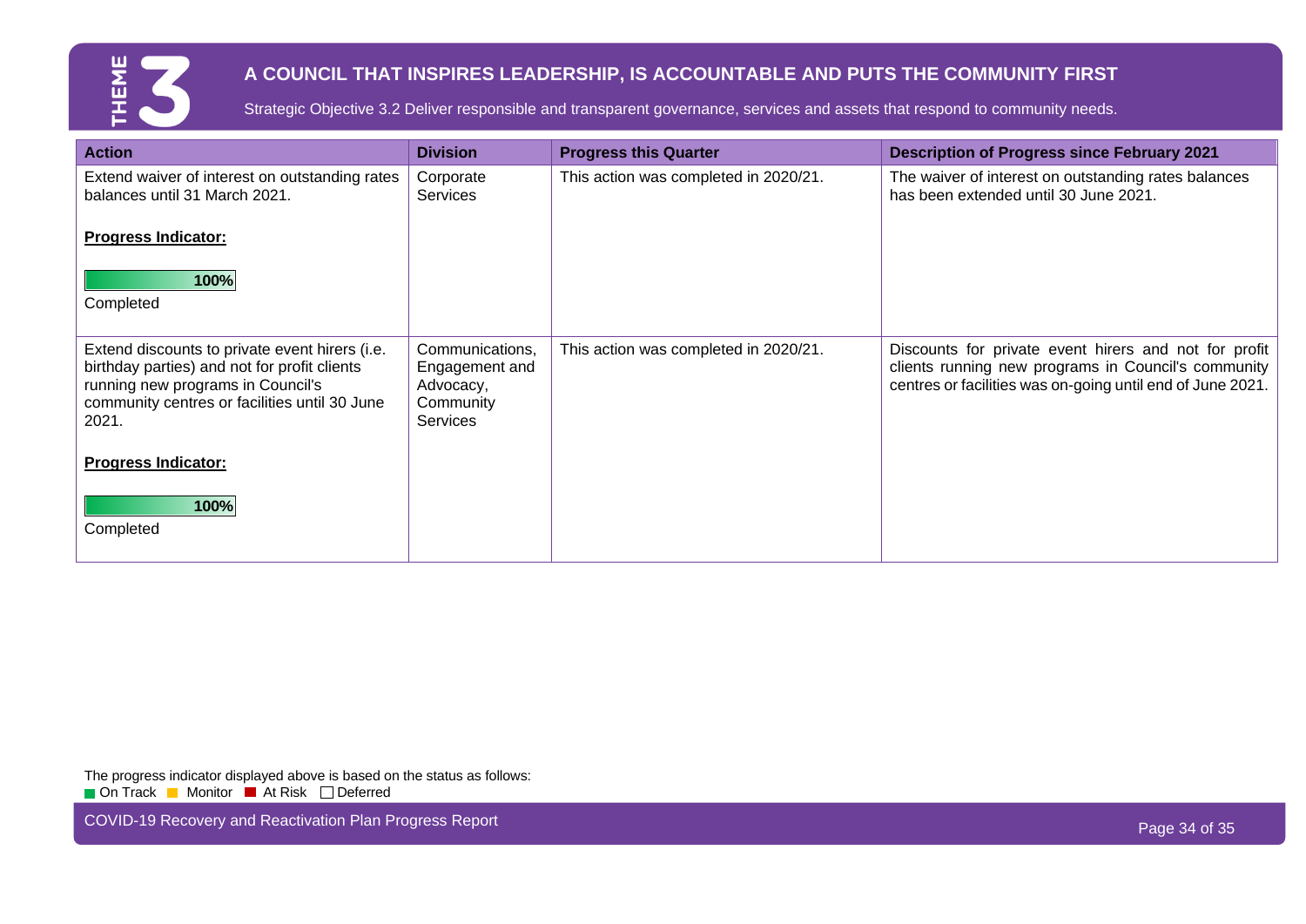# THEME 3

## A COUNCIL THAT INSPIRES LEADERSHIP, IS ACCOUNTABLE AND PUTS THE COMMUNITY FIRST

Strategic Objective 3.2 Deliver responsible and transparent governance, services and assets that respond to community needs.

| Action | Division | Progress this Quarter | Description of Progress since February 2021 |
|---|---|---|---|
| Extend waiver of interest on outstanding rates balances until 31 March 2021.<br><br>**Progress Indicator:**<br><br>**100%**<br>Completed | Corporate Services | This action was completed in 2020/21. | The waiver of interest on outstanding rates balances has been extended until 30 June 2021. |
| Extend discounts to private event hirers (i.e. birthday parties) and not for profit clients running new programs in Council's community centres or facilities until 30 June 2021.<br><br>**Progress Indicator:**<br><br>**100%**<br>Completed | Communications, Engagement and Advocacy, Community Services | This action was completed in 2020/21. | Discounts for private event hirers and not for profit clients running new programs in Council's community centres or facilities was on-going until end of June 2021. |

The progress indicator displayed above is based on the status as follows:
On Track | Monitor | At Risk | Deferred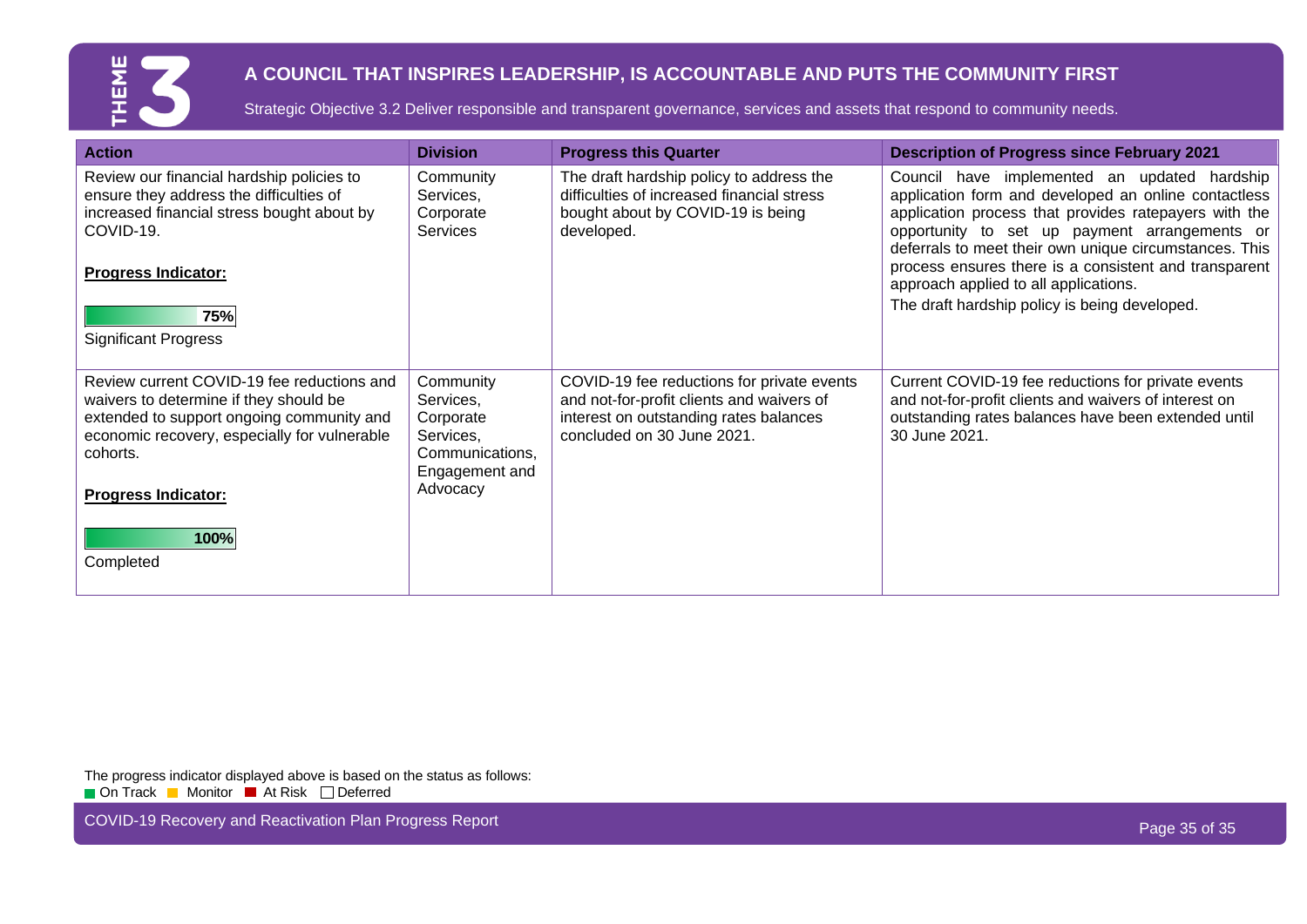# THEME 3

## A COUNCIL THAT INSPIRES LEADERSHIP, IS ACCOUNTABLE AND PUTS THE COMMUNITY FIRST

Strategic Objective 3.2 Deliver responsible and transparent governance, services and assets that respond to community needs.

| Action | Division | Progress this Quarter | Description of Progress since February 2021 |
|---|---|---|---|
| Review our financial hardship policies to ensure they address the difficulties of increased financial stress bought about by COVID-19.<br><br>**Progress Indicator:**<br><br>75%<br>Significant Progress | Community Services, Corporate Services | The draft hardship policy to address the difficulties of increased financial stress bought about by COVID-19 is being developed. | Council have implemented an updated hardship application form and developed an online contactless application process that provides ratepayers with the opportunity to set up payment arrangements or deferrals to meet their own unique circumstances. This process ensures there is a consistent and transparent approach applied to all applications.<br>The draft hardship policy is being developed. |
| Review current COVID-19 fee reductions and waivers to determine if they should be extended to support ongoing community and economic recovery, especially for vulnerable cohorts.<br><br>**Progress Indicator:**<br><br>100%<br>Completed | Community Services, Corporate Services, Communications, Engagement and Advocacy | COVID-19 fee reductions for private events and not-for-profit clients and waivers of interest on outstanding rates balances concluded on 30 June 2021. | Current COVID-19 fee reductions for private events and not-for-profit clients and waivers of interest on outstanding rates balances have been extended until 30 June 2021. |

The progress indicator displayed above is based on the status as follows:
On Track · Monitor · At Risk · Deferred